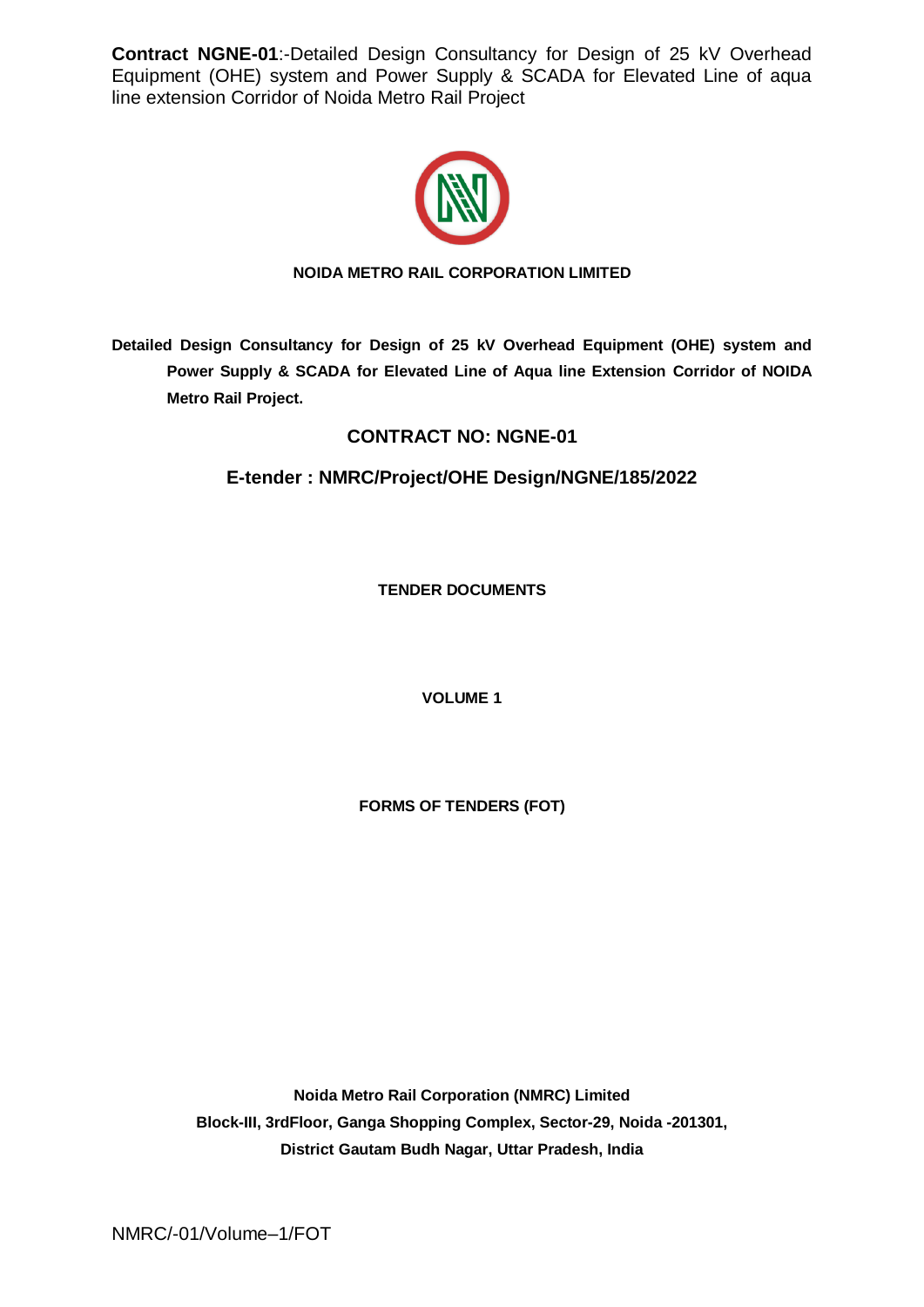**Contract NGNE-01**:-Detailed Design Consultancy for Design of 25 kV Overhead Equipment (OHE) system and Power Supply & SCADA for Elevated Line of aqua line extension Corridor of Noida Metro Rail Project

**NOIDA METRO RAIL CORPORATION LIMITED**

**Detailed Design Consultancy for Design of 25 kV Overhead Equipment (OHE) system and Power Supply & SCADA for Elevated Line of Aqua line Extension Corridor of NOIDA Metro Rail Project.**

## CONTRACT NO: NGNE-01

## E-tender : NMRC/Project/OHE Design/NGNE/185/2022

**TENDER DOCUMENTS**

**VOLUME 1**

**FORMS OF TENDERS (FOT)**

**Noida Metro Rail Corporation (NMRC) Limited**
**Block-III, 3rdFloor, Ganga Shopping Complex, Sector-29, Noida -201301,**
**District Gautam Budh Nagar, Uttar Pradesh, India**

NMRC/-01/Volume–1/FOT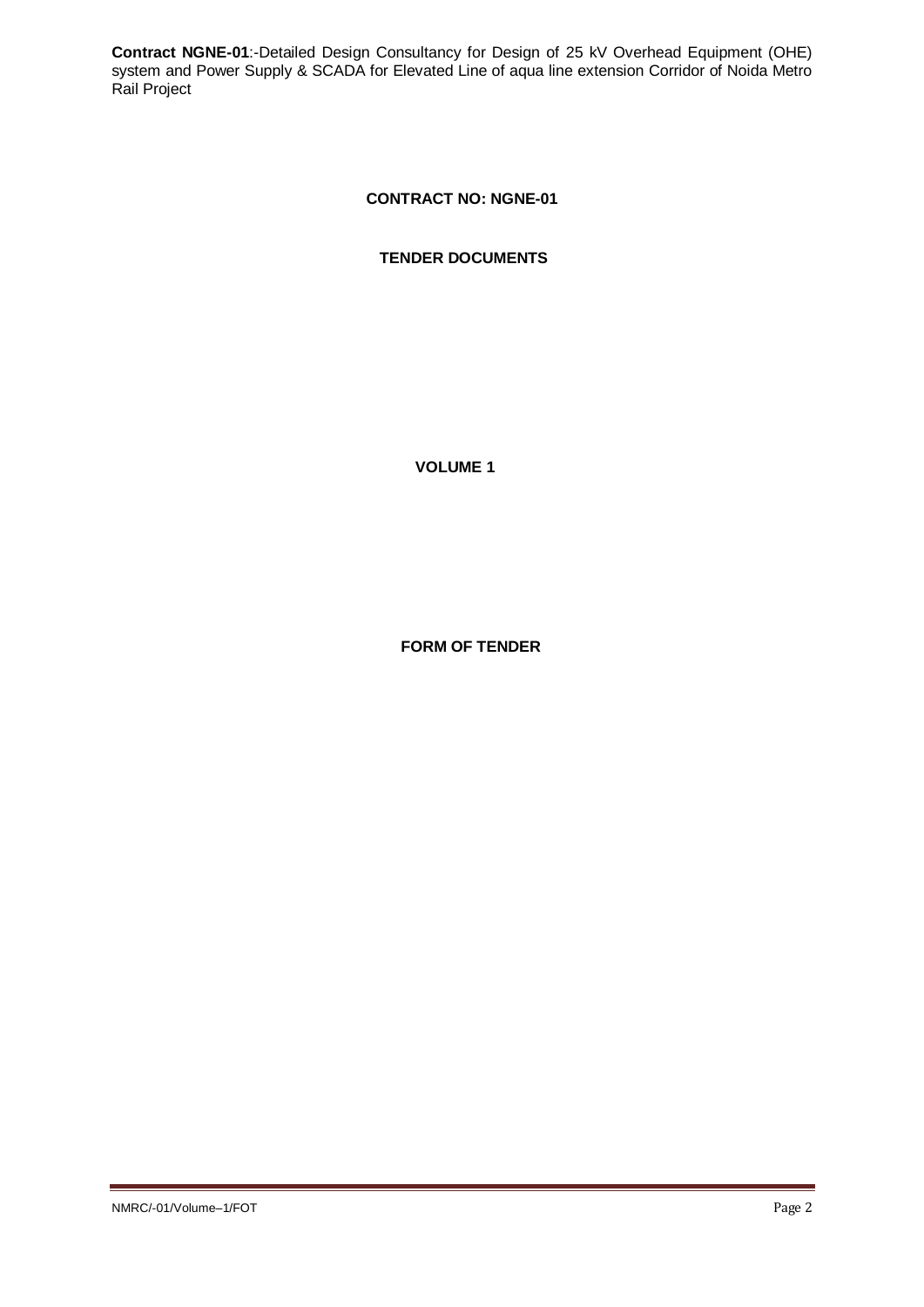**CONTRACT NO: NGNE-01**

**TENDER DOCUMENTS**

**VOLUME 1**

**FORM OF TENDER**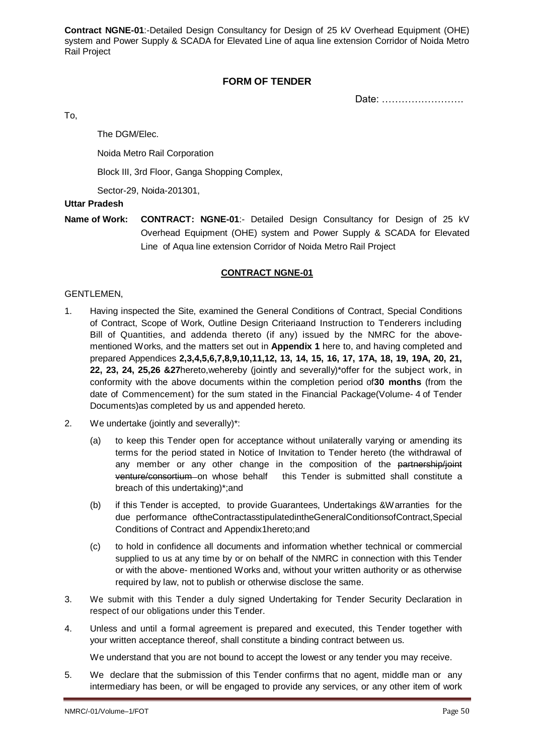**Contract NGNE-01**:-Detailed Design Consultancy for Design of 25 kV Overhead Equipment (OHE) system and Power Supply & SCADA for Elevated Line of aqua line extension Corridor of Noida Metro Rail Project

## FORM OF TENDER

Date: …………………….

To,

The DGM/Elec.

Noida Metro Rail Corporation

Block III, 3rd Floor, Ganga Shopping Complex,

Sector-29, Noida-201301,

**Uttar Pradesh**

**Name of Work:** **CONTRACT: NGNE-01**:- Detailed Design Consultancy for Design of 25 kV Overhead Equipment (OHE) system and Power Supply & SCADA for Elevated Line of Aqua line extension Corridor of Noida Metro Rail Project

**CONTRACT NGNE-01**

GENTLEMEN,

1. Having inspected the Site, examined the General Conditions of Contract, Special Conditions of Contract, Scope of Work, Outline Design Criteriaand Instruction to Tenderers including Bill of Quantities, and addenda thereto (if any) issued by the NMRC for the above-mentioned Works, and the matters set out in **Appendix 1** here to, and having completed and prepared Appendices **2,3,4,5,6,7,8,9,10,11,12, 13, 14, 15, 16, 17, 17A, 18, 19, 19A, 20, 21, 22, 23, 24, 25,26 &27**hereto,wehereby (jointly and severally)*offer for the subject work, in conformity with the above documents within the completion period of**30 months** (from the date of Commencement) for the sum stated in the Financial Package(Volume- 4 of Tender Documents)as completed by us and appended hereto.

2. We undertake (jointly and severally)*:

   (a) to keep this Tender open for acceptance without unilaterally varying or amending its terms for the period stated in Notice of Invitation to Tender hereto (the withdrawal of any member or any other change in the composition of the ~~partnership/joint venture/consortium~~ on whose behalf this Tender is submitted shall constitute a breach of this undertaking)*;and

   (b) if this Tender is accepted, to provide Guarantees, Undertakings &Warranties for the due performance oftheContractasstipulatedintheGeneralConditionsofContract,Special Conditions of Contract and Appendix1hereto;and

   (c) to hold in confidence all documents and information whether technical or commercial supplied to us at any time by or on behalf of the NMRC in connection with this Tender or with the above- mentioned Works and, without your written authority or as otherwise required by law, not to publish or otherwise disclose the same.

3. We submit with this Tender a duly signed Undertaking for Tender Security Declaration in respect of our obligations under this Tender.

4. Unless and until a formal agreement is prepared and executed, this Tender together with your written acceptance thereof, shall constitute a binding contract between us.

   We understand that you are not bound to accept the lowest or any tender you may receive.

5. We declare that the submission of this Tender confirms that no agent, middle man or any intermediary has been, or will be engaged to provide any services, or any other item of work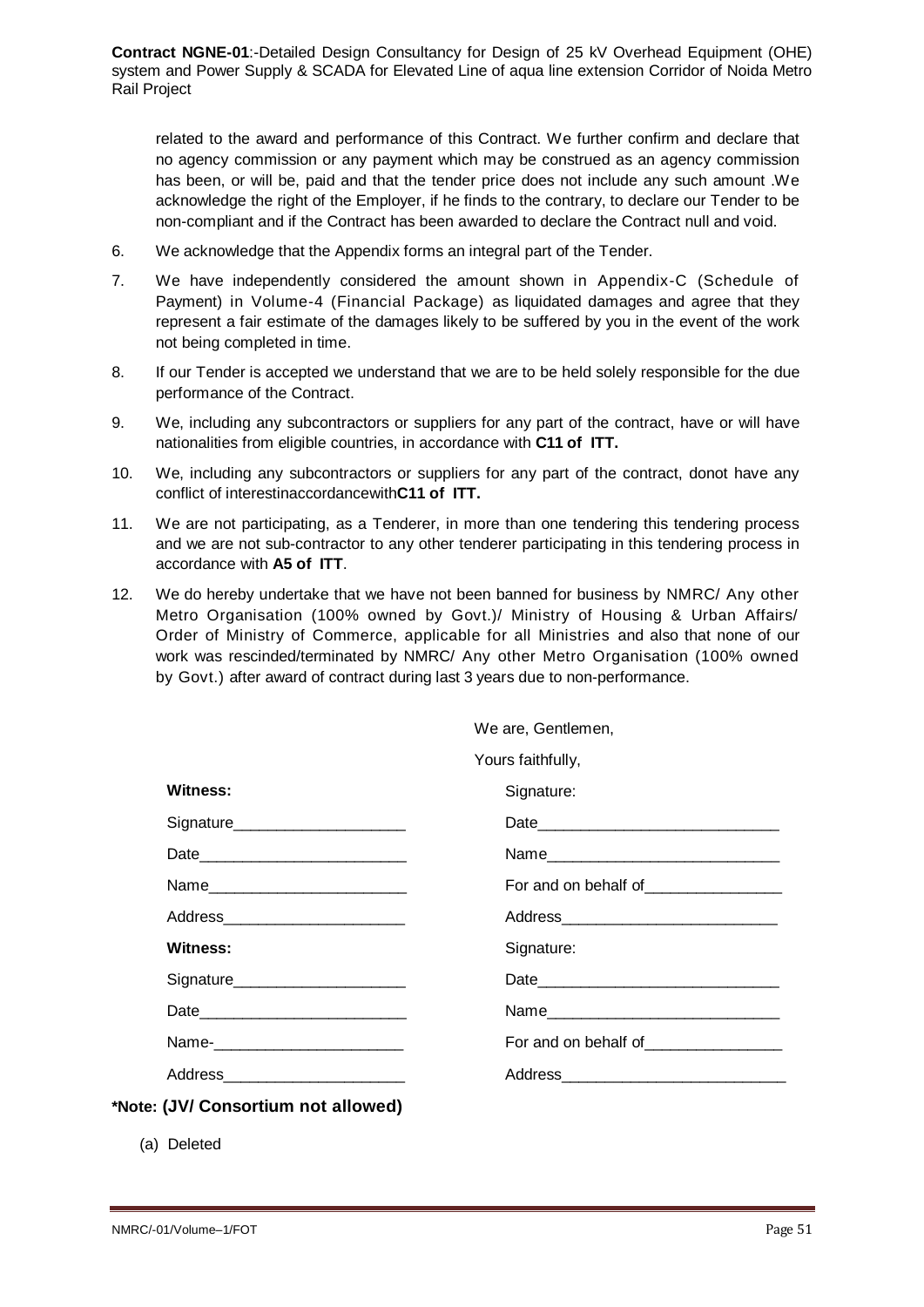related to the award and performance of this Contract. We further confirm and declare that no agency commission or any payment which may be construed as an agency commission has been, or will be, paid and that the tender price does not include any such amount .We acknowledge the right of the Employer, if he finds to the contrary, to declare our Tender to be non-compliant and if the Contract has been awarded to declare the Contract null and void.

6. We acknowledge that the Appendix forms an integral part of the Tender.

7. We have independently considered the amount shown in Appendix-C (Schedule of Payment) in Volume-4 (Financial Package) as liquidated damages and agree that they represent a fair estimate of the damages likely to be suffered by you in the event of the work not being completed in time.

8. If our Tender is accepted we understand that we are to be held solely responsible for the due performance of the Contract.

9. We, including any subcontractors or suppliers for any part of the contract, have or will have nationalities from eligible countries, in accordance with **C11 of ITT.**

10. We, including any subcontractors or suppliers for any part of the contract, donot have any conflict of interestinaccordancewith**C11 of ITT.**

11. We are not participating, as a Tenderer, in more than one tendering this tendering process and we are not sub-contractor to any other tenderer participating in this tendering process in accordance with **A5 of ITT**.

12. We do hereby undertake that we have not been banned for business by NMRC/ Any other Metro Organisation (100% owned by Govt.)/ Ministry of Housing & Urban Affairs/ Order of Ministry of Commerce, applicable for all Ministries and also that none of our work was rescinded/terminated by NMRC/ Any other Metro Organisation (100% owned by Govt.) after award of contract during last 3 years due to non-performance.

We are, Gentlemen,

Yours faithfully,

| **Witness:** | Signature: |
|---|---|
| Signature____________________ | Date____________________________ |
| Date________________________ | Name___________________________ |
| Name_______________________ | For and on behalf of________________ |
| Address_____________________ | Address_________________________ |
| **Witness:** | Signature: |
| Signature____________________ | Date____________________________ |
| Date________________________ | Name___________________________ |
| Name-______________________ | For and on behalf of________________ |
| Address_____________________ | Address__________________________ |

**\*Note: (JV/ Consortium not allowed)**

(a) Deleted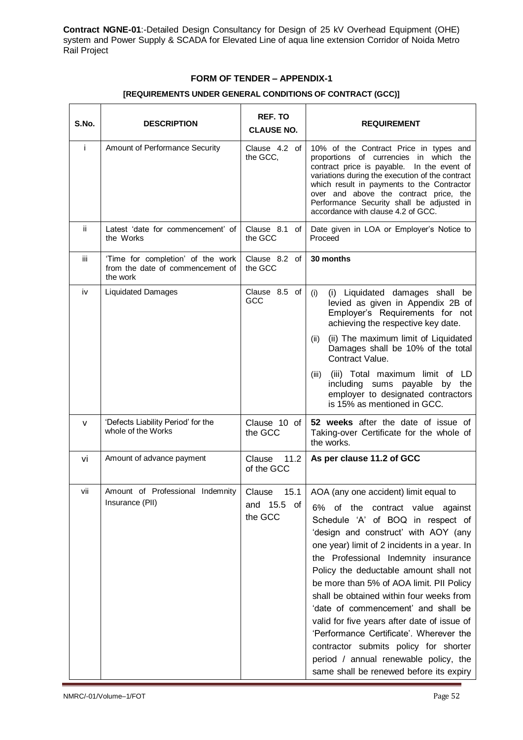**Contract NGNE-01**:-Detailed Design Consultancy for Design of 25 kV Overhead Equipment (OHE) system and Power Supply & SCADA for Elevated Line of aqua line extension Corridor of Noida Metro Rail Project

## FORM OF TENDER – APPENDIX-1

### [REQUIREMENTS UNDER GENERAL CONDITIONS OF CONTRACT (GCC)]

| S.No. | DESCRIPTION | REF. TO CLAUSE NO. | REQUIREMENT |
|---|---|---|---|
| i | Amount of Performance Security | Clause 4.2 of the GCC, | 10% of the Contract Price in types and proportions of currencies in which the contract price is payable. In the event of variations during the execution of the contract which result in payments to the Contractor over and above the contract price, the Performance Security shall be adjusted in accordance with clause 4.2 of GCC. |
| ii | Latest 'date for commencement' of the Works | Clause 8.1 of the GCC | Date given in LOA or Employer's Notice to Proceed |
| iii | 'Time for completion' of the work from the date of commencement of the work | Clause 8.2 of the GCC | **30 months** |
| iv | Liquidated Damages | Clause 8.5 of GCC | (i) (i) Liquidated damages shall be levied as given in Appendix 2B of Employer's Requirements for not achieving the respective key date.<br>(ii) (ii) The maximum limit of Liquidated Damages shall be 10% of the total Contract Value.<br>(iii) (iii) Total maximum limit of LD including sums payable by the employer to designated contractors is 15% as mentioned in GCC. |
| v | 'Defects Liability Period' for the whole of the Works | Clause 10 of the GCC | **52 weeks** after the date of issue of Taking-over Certificate for the whole of the works. |
| vi | Amount of advance payment | Clause 11.2 of the GCC | **As per clause 11.2 of GCC** |
| vii | Amount of Professional Indemnity Insurance (PII) | Clause 15.1 and 15.5 of the GCC | AOA (any one accident) limit equal to 6% of the contract value against Schedule 'A' of BOQ in respect of 'design and construct' with AOY (any one year) limit of 2 incidents in a year. In the Professional Indemnity insurance Policy the deductable amount shall not be more than 5% of AOA limit. PII Policy shall be obtained within four weeks from 'date of commencement' and shall be valid for five years after date of issue of 'Performance Certificate'. Wherever the contractor submits policy for shorter period / annual renewable policy, the same shall be renewed before its expiry |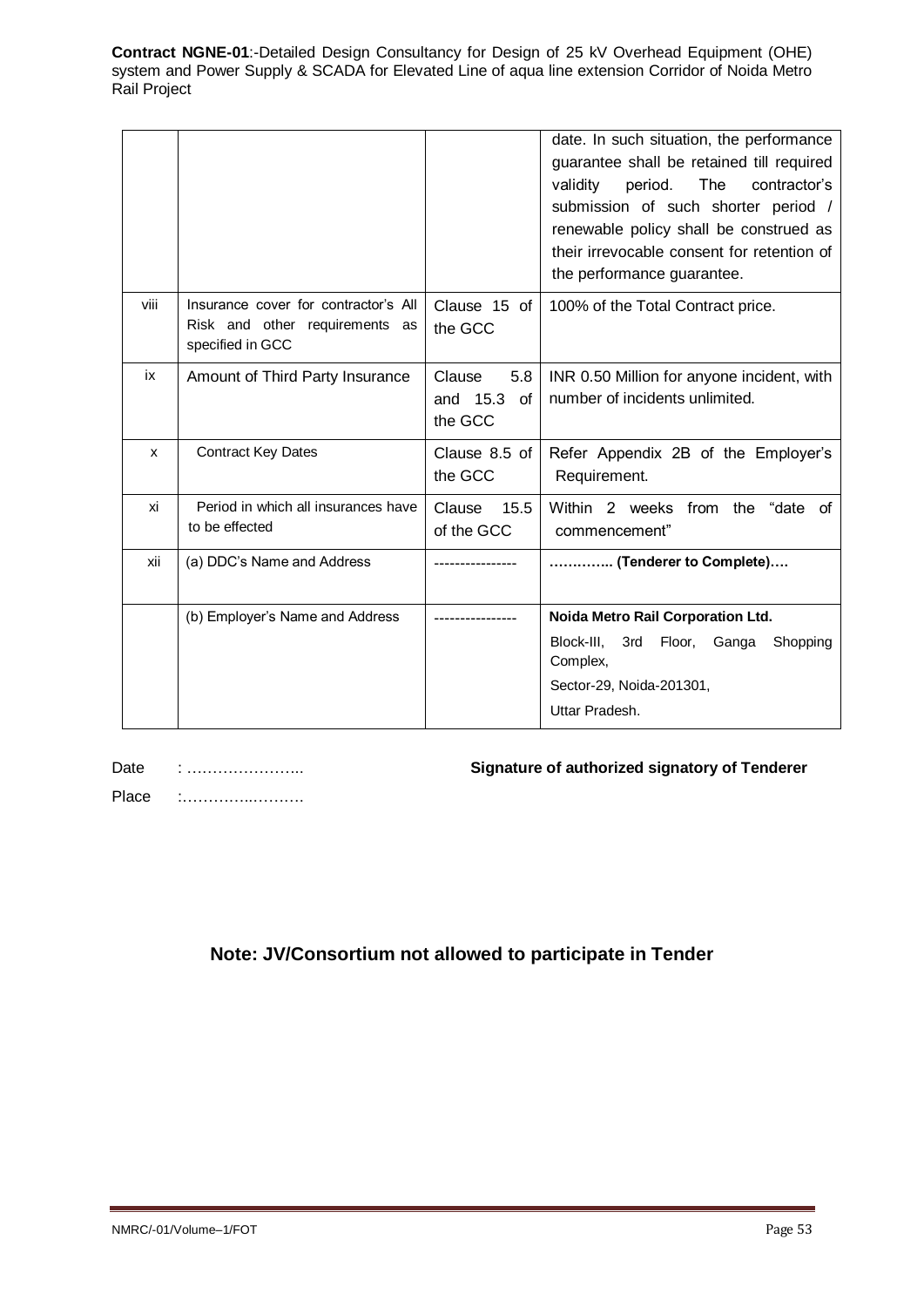| | | | date. In such situation, the performance guarantee shall be retained till required validity period. The contractor's submission of such shorter period / renewable policy shall be construed as their irrevocable consent for retention of the performance guarantee. |
|---|---|---|---|
| viii | Insurance cover for contractor's All Risk and other requirements as specified in GCC | Clause 15 of the GCC | 100% of the Total Contract price. |
| ix | Amount of Third Party Insurance | Clause 5.8 and 15.3 of the GCC | INR 0.50 Million for anyone incident, with number of incidents unlimited. |
| x | Contract Key Dates | Clause 8.5 of the GCC | Refer Appendix 2B of the Employer's Requirement. |
| xi | Period in which all insurances have to be effected | Clause 15.5 of the GCC | Within 2 weeks from the "date of commencement" |
| xii | (a) DDC's Name and Address | ---------------- | **………….. (Tenderer to Complete)….** |
| | (b) Employer's Name and Address | ---------------- | **Noida Metro Rail Corporation Ltd.** Block-III, 3rd Floor, Ganga Shopping Complex, Sector-29, Noida-201301, Uttar Pradesh. |

Date : …………………..

Place :…………..………

**Signature of authorized signatory of Tenderer**

## Note: JV/Consortium not allowed to participate in Tender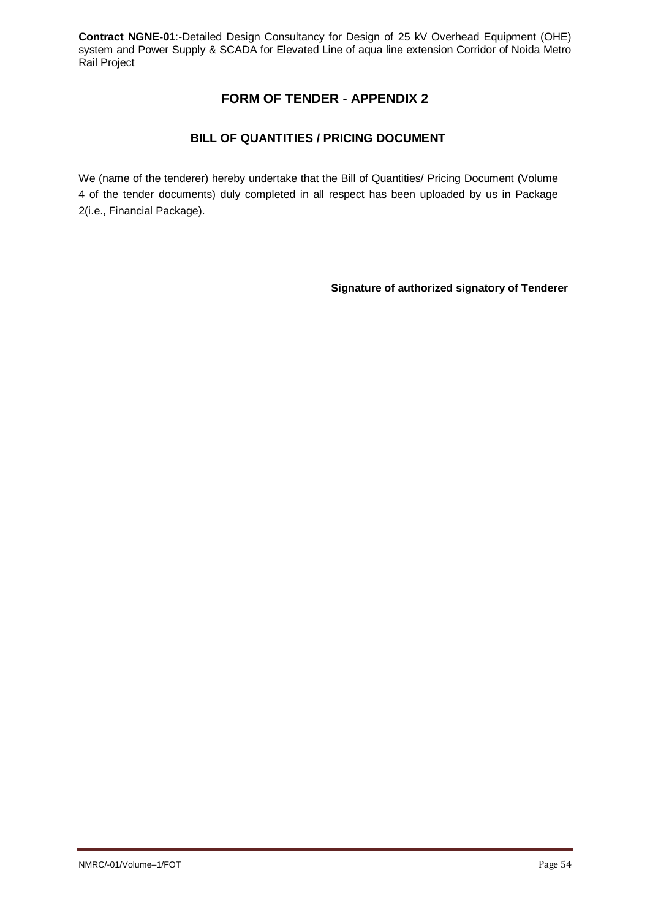# FORM OF TENDER - APPENDIX 2

## BILL OF QUANTITIES / PRICING DOCUMENT

We (name of the tenderer) hereby undertake that the Bill of Quantities/ Pricing Document (Volume 4 of the tender documents) duly completed in all respect has been uploaded by us in Package 2(i.e., Financial Package).

**Signature of authorized signatory of Tenderer**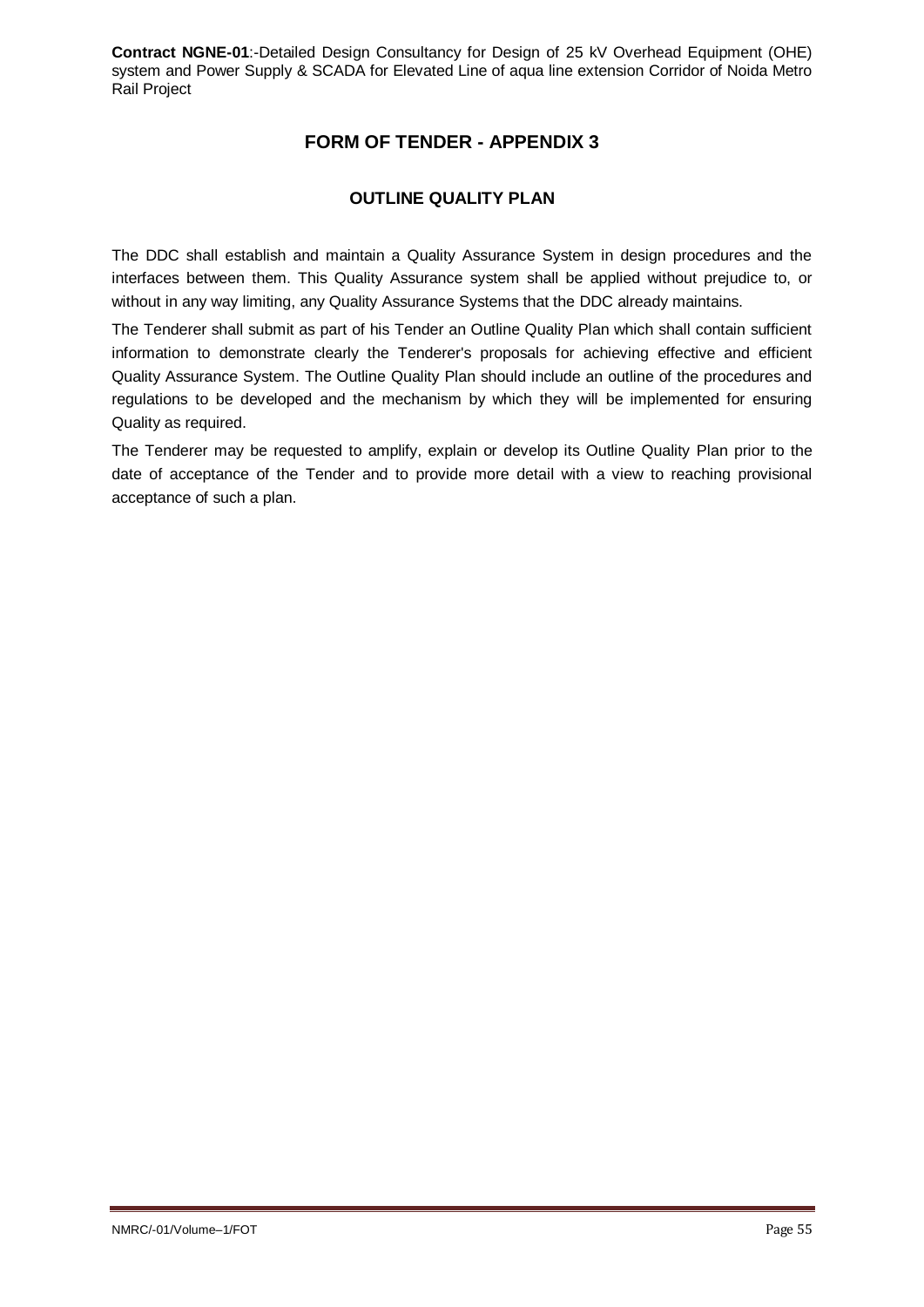## FORM OF TENDER - APPENDIX 3

### OUTLINE QUALITY PLAN

The DDC shall establish and maintain a Quality Assurance System in design procedures and the interfaces between them. This Quality Assurance system shall be applied without prejudice to, or without in any way limiting, any Quality Assurance Systems that the DDC already maintains.

The Tenderer shall submit as part of his Tender an Outline Quality Plan which shall contain sufficient information to demonstrate clearly the Tenderer's proposals for achieving effective and efficient Quality Assurance System. The Outline Quality Plan should include an outline of the procedures and regulations to be developed and the mechanism by which they will be implemented for ensuring Quality as required.

The Tenderer may be requested to amplify, explain or develop its Outline Quality Plan prior to the date of acceptance of the Tender and to provide more detail with a view to reaching provisional acceptance of such a plan.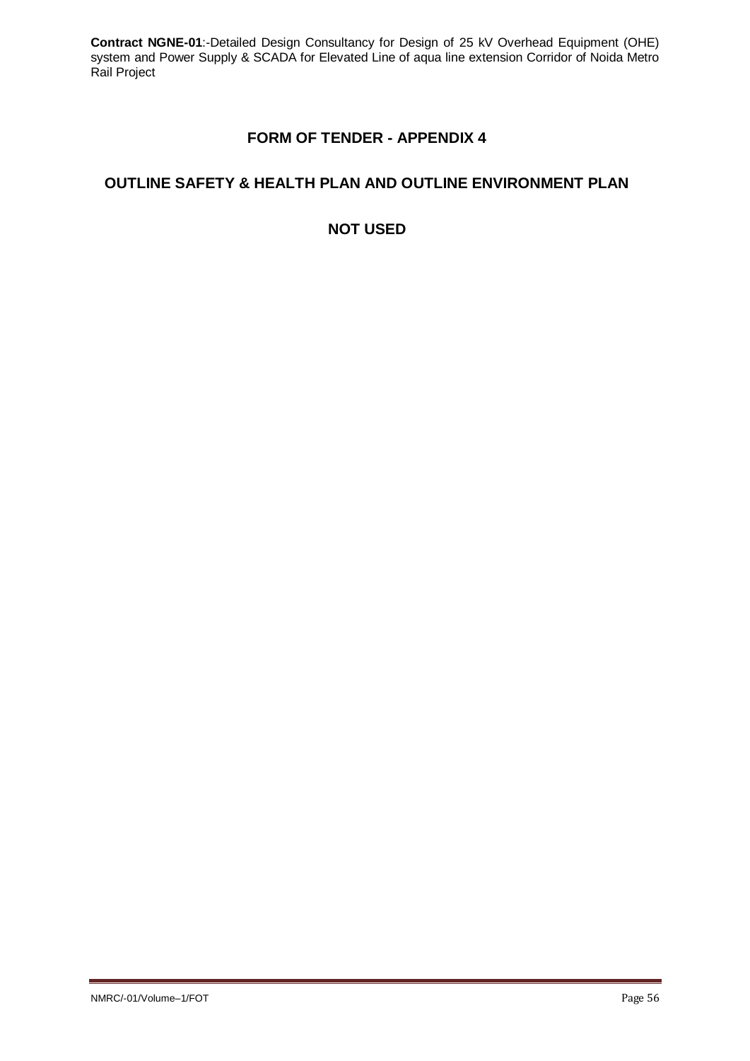# FORM OF TENDER - APPENDIX 4

## OUTLINE SAFETY & HEALTH PLAN AND OUTLINE ENVIRONMENT PLAN

## NOT USED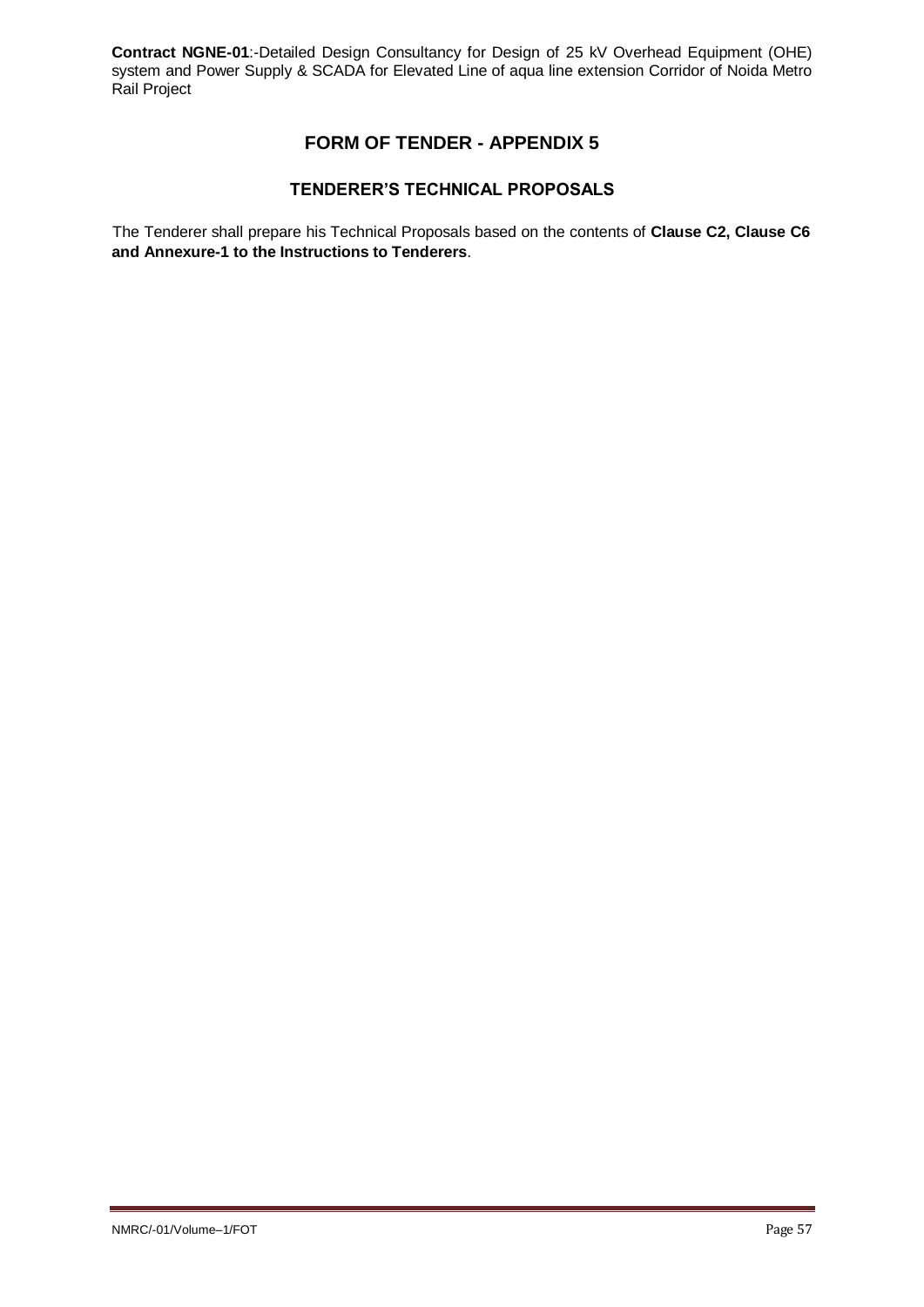# FORM OF TENDER - APPENDIX 5

## TENDERER'S TECHNICAL PROPOSALS

The Tenderer shall prepare his Technical Proposals based on the contents of **Clause C2, Clause C6 and Annexure-1 to the Instructions to Tenderers**.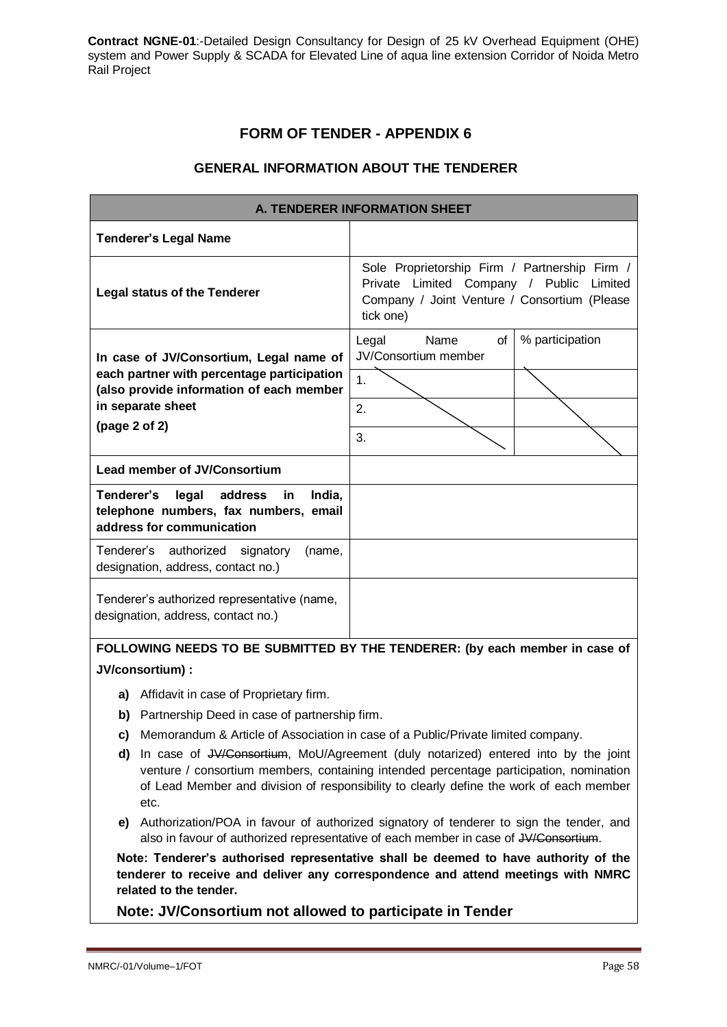**Contract NGNE-01**:-Detailed Design Consultancy for Design of 25 kV Overhead Equipment (OHE) system and Power Supply & SCADA for Elevated Line of aqua line extension Corridor of Noida Metro Rail Project

# FORM OF TENDER - APPENDIX 6

## GENERAL INFORMATION ABOUT THE TENDERER

| A. TENDERER INFORMATION SHEET | | |
|---|---|---|
| **Tenderer's Legal Name** | | |
| **Legal status of the Tenderer** | Sole Proprietorship Firm / Partnership Firm / Private Limited Company / Public Limited Company / Joint Venture / Consortium (Please tick one) | |
| **In case of JV/Consortium, Legal name of each partner with percentage participation (also provide information of each member in separate sheet (page 2 of 2)** | Legal Name of JV/Consortium member | % participation |
| | 1. | |
| | 2. | |
| | 3. | |
| **Lead member of JV/Consortium** | | |
| **Tenderer's legal address in India, telephone numbers, fax numbers, email address for communication** | | |
| Tenderer's authorized signatory (name, designation, address, contact no.) | | |
| Tenderer's authorized representative (name, designation, address, contact no.) | | |

**FOLLOWING NEEDS TO BE SUBMITTED BY THE TENDERER: (by each member in case of JV/consortium) :**

- **a)** Affidavit in case of Proprietary firm.
- **b)** Partnership Deed in case of partnership firm.
- **c)** Memorandum & Article of Association in case of a Public/Private limited company.
- **d)** In case of ~~JV/Consortium~~, MoU/Agreement (duly notarized) entered into by the joint venture / consortium members, containing intended percentage participation, nomination of Lead Member and division of responsibility to clearly define the work of each member etc.
- **e)** Authorization/POA in favour of authorized signatory of tenderer to sign the tender, and also in favour of authorized representative of each member in case of ~~JV/Consortium~~.

**Note: Tenderer's authorised representative shall be deemed to have authority of the tenderer to receive and deliver any correspondence and attend meetings with NMRC related to the tender.**

**Note: JV/Consortium not allowed to participate in Tender**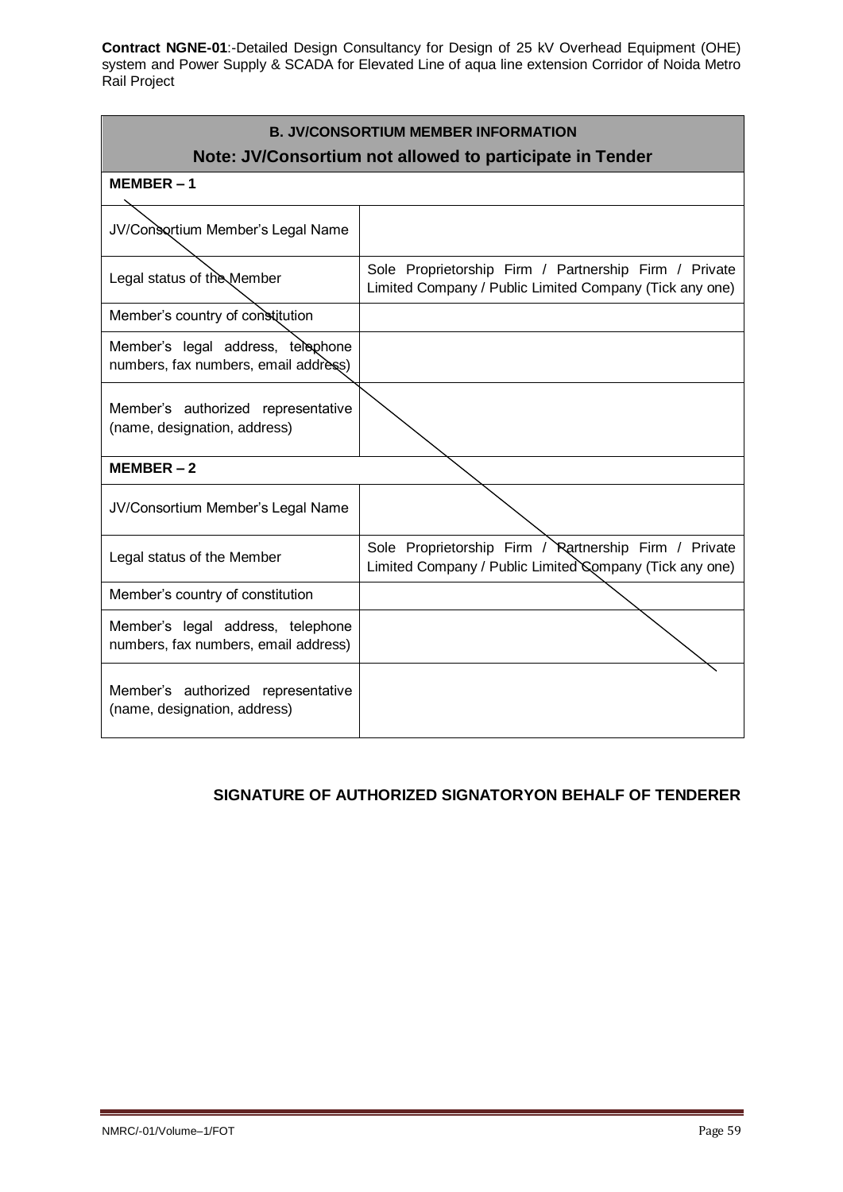**Contract NGNE-01**:-Detailed Design Consultancy for Design of 25 kV Overhead Equipment (OHE) system and Power Supply & SCADA for Elevated Line of aqua line extension Corridor of Noida Metro Rail Project

| **B. JV/CONSORTIUM MEMBER INFORMATION**<br>**Note: JV/Consortium not allowed to participate in Tender** | |
|---|---|
| **MEMBER – 1** | |
| JV/Consortium Member's Legal Name | |
| Legal status of the Member | Sole Proprietorship Firm / Partnership Firm / Private Limited Company / Public Limited Company (Tick any one) |
| Member's country of constitution | |
| Member's legal address, telephone numbers, fax numbers, email address) | |
| Member's authorized representative (name, designation, address) | |
| **MEMBER – 2** | |
| JV/Consortium Member's Legal Name | |
| Legal status of the Member | Sole Proprietorship Firm / Partnership Firm / Private Limited Company / Public Limited Company (Tick any one) |
| Member's country of constitution | |
| Member's legal address, telephone numbers, fax numbers, email address) | |
| Member's authorized representative (name, designation, address) | |

**SIGNATURE OF AUTHORIZED SIGNATORYON BEHALF OF TENDERER**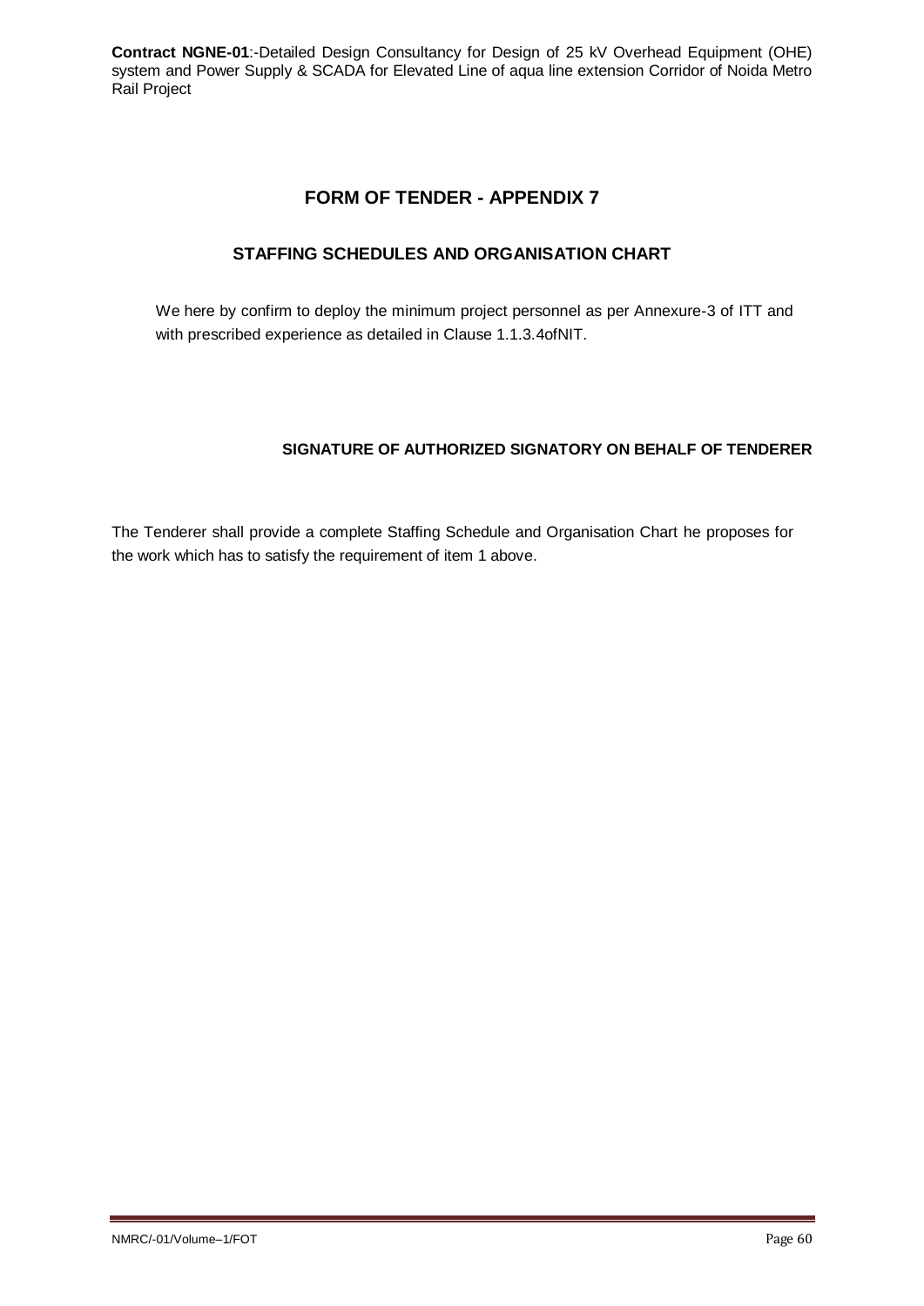# FORM OF TENDER - APPENDIX 7

## STAFFING SCHEDULES AND ORGANISATION CHART

We here by confirm to deploy the minimum project personnel as per Annexure-3 of ITT and with prescribed experience as detailed in Clause 1.1.3.4ofNIT.

**SIGNATURE OF AUTHORIZED SIGNATORY ON BEHALF OF TENDERER**

The Tenderer shall provide a complete Staffing Schedule and Organisation Chart he proposes for the work which has to satisfy the requirement of item 1 above.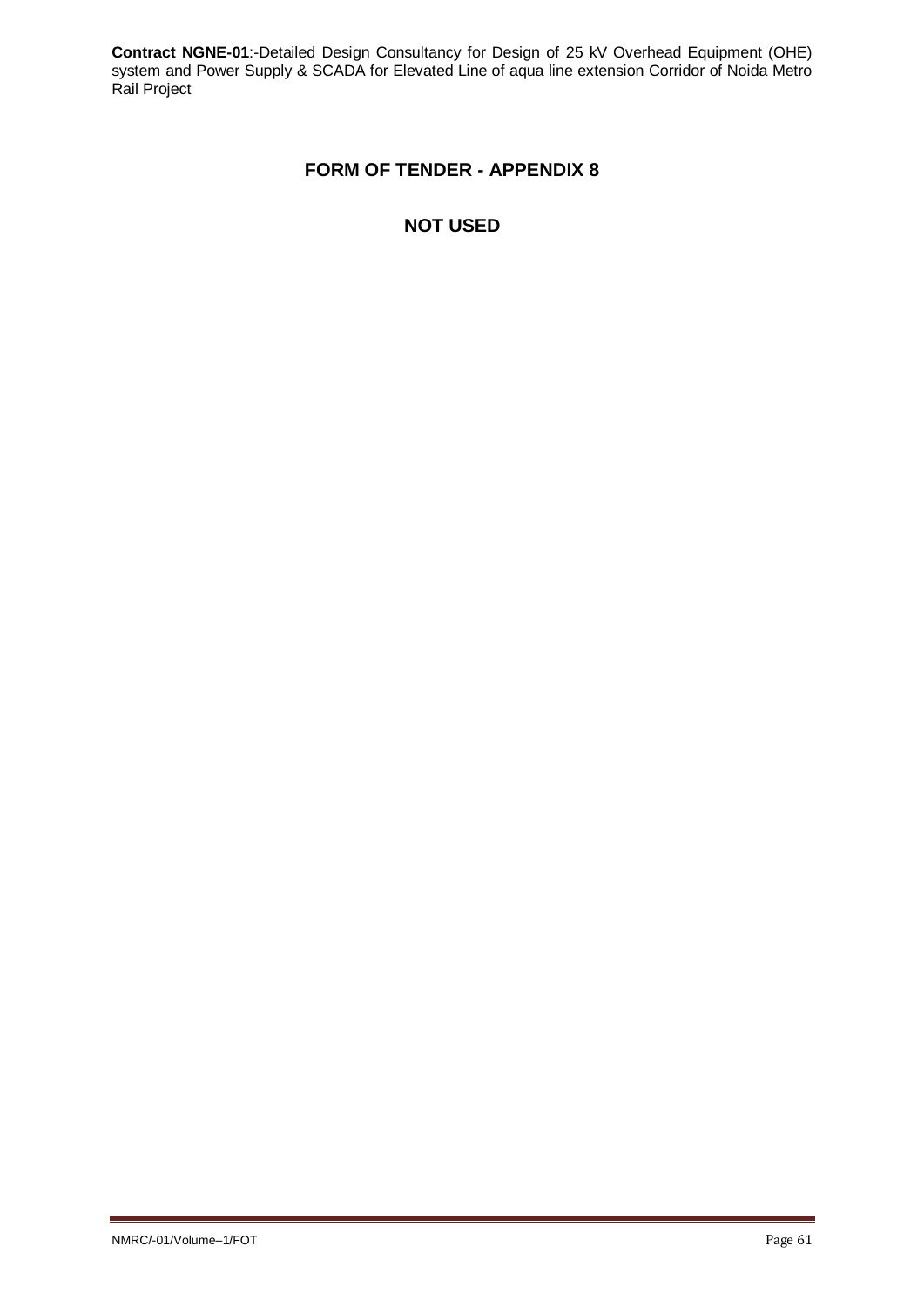# FORM OF TENDER - APPENDIX 8

## NOT USED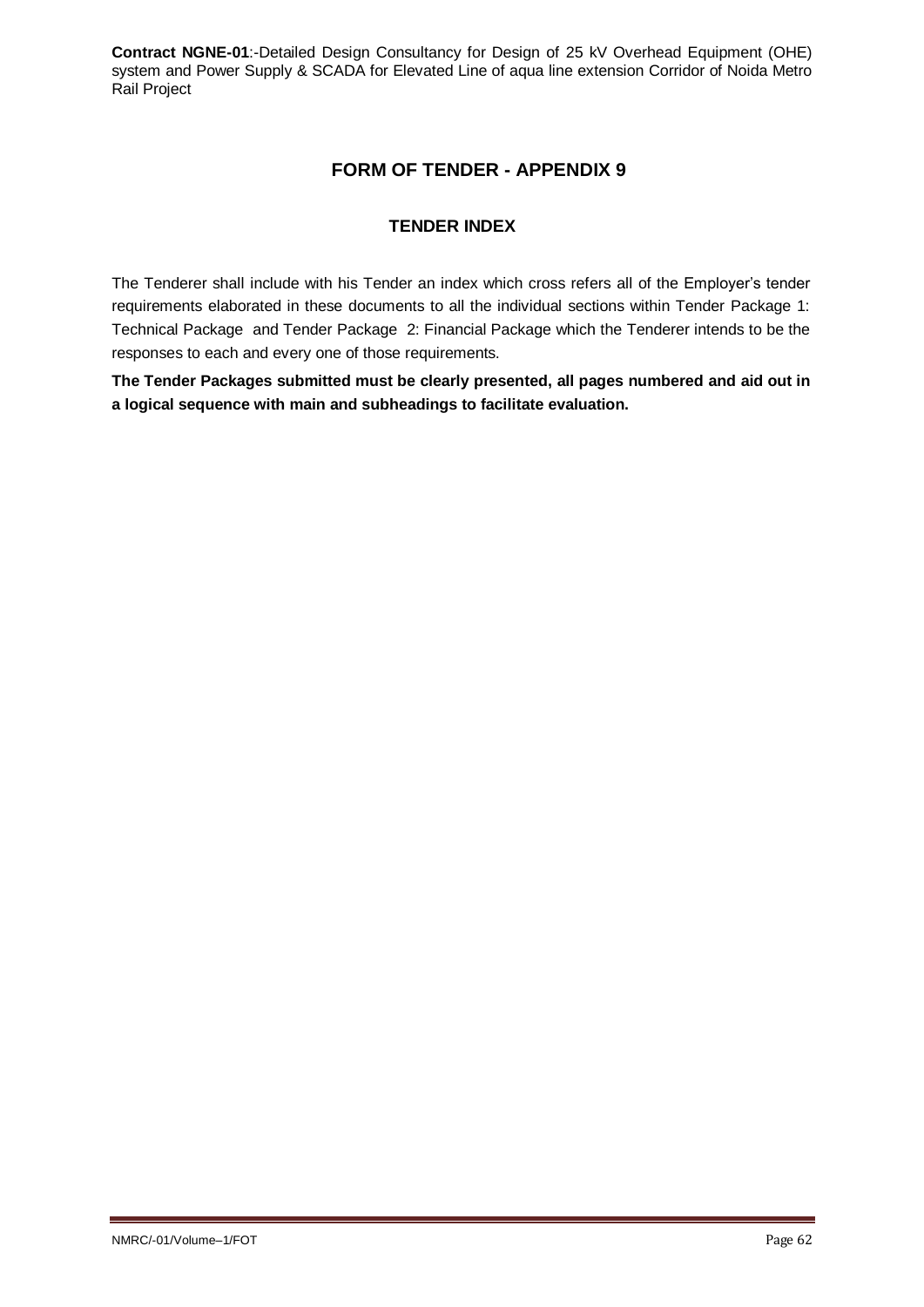# FORM OF TENDER - APPENDIX 9

## TENDER INDEX

The Tenderer shall include with his Tender an index which cross refers all of the Employer's tender requirements elaborated in these documents to all the individual sections within Tender Package 1: Technical Package and Tender Package 2: Financial Package which the Tenderer intends to be the responses to each and every one of those requirements.

**The Tender Packages submitted must be clearly presented, all pages numbered and aid out in a logical sequence with main and subheadings to facilitate evaluation.**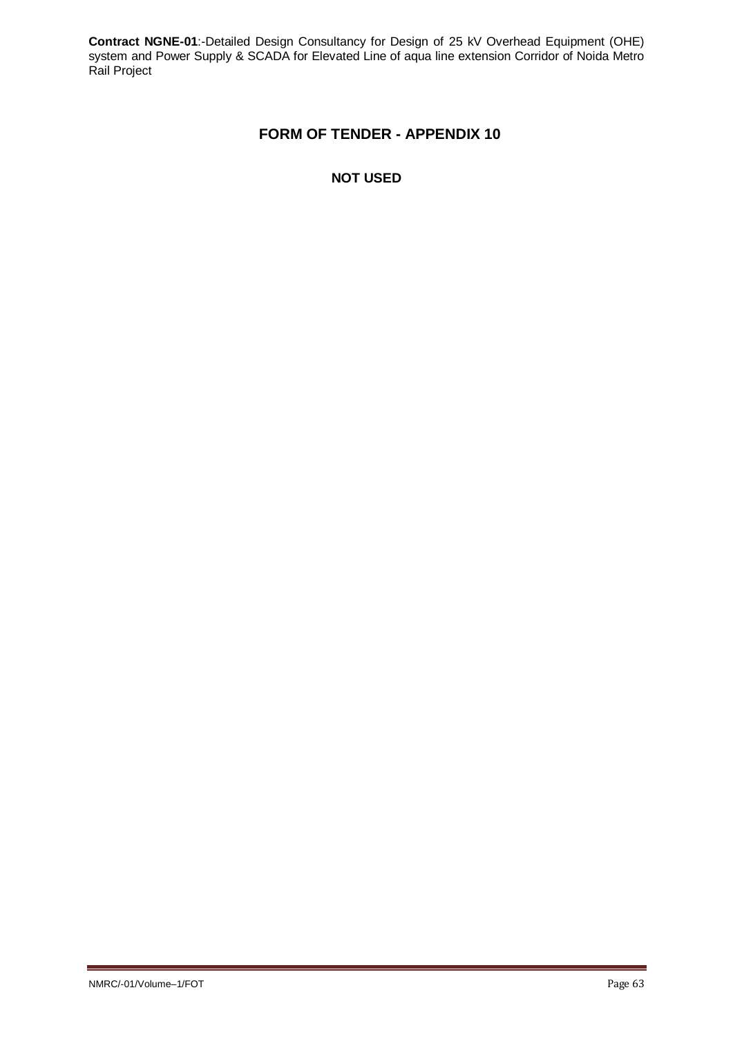# FORM OF TENDER - APPENDIX 10

## NOT USED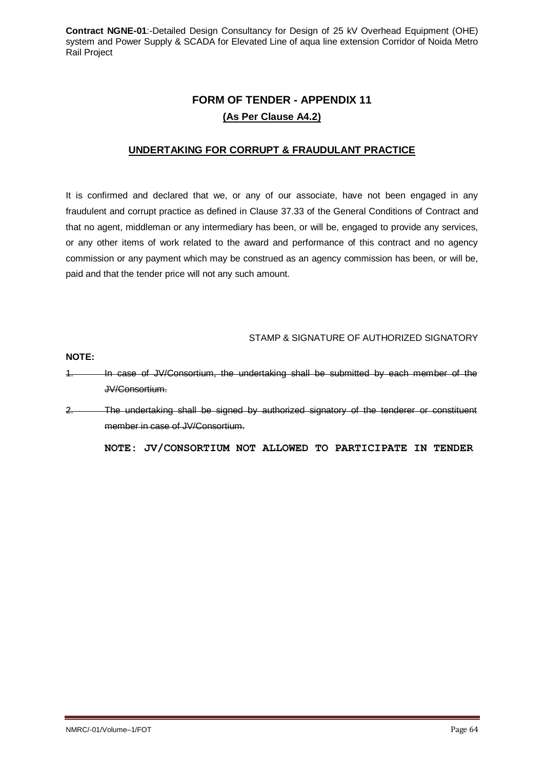# FORM OF TENDER - APPENDIX 11

**(As Per Clause A4.2)**

## UNDERTAKING FOR CORRUPT & FRAUDULANT PRACTICE

It is confirmed and declared that we, or any of our associate, have not been engaged in any fraudulent and corrupt practice as defined in Clause 37.33 of the General Conditions of Contract and that no agent, middleman or any intermediary has been, or will be, engaged to provide any services, or any other items of work related to the award and performance of this contract and no agency commission or any payment which may be construed as an agency commission has been, or will be, paid and that the tender price will not any such amount.

STAMP & SIGNATURE OF AUTHORIZED SIGNATORY

**NOTE:**

1. ~~In case of JV/Consortium, the undertaking shall be submitted by each member of the JV/Consortium.~~
2. ~~The undertaking shall be signed by authorized signatory of the tenderer or constituent member in case of JV/Consortium.~~

**NOTE: JV/CONSORTIUM NOT ALLOWED TO PARTICIPATE IN TENDER**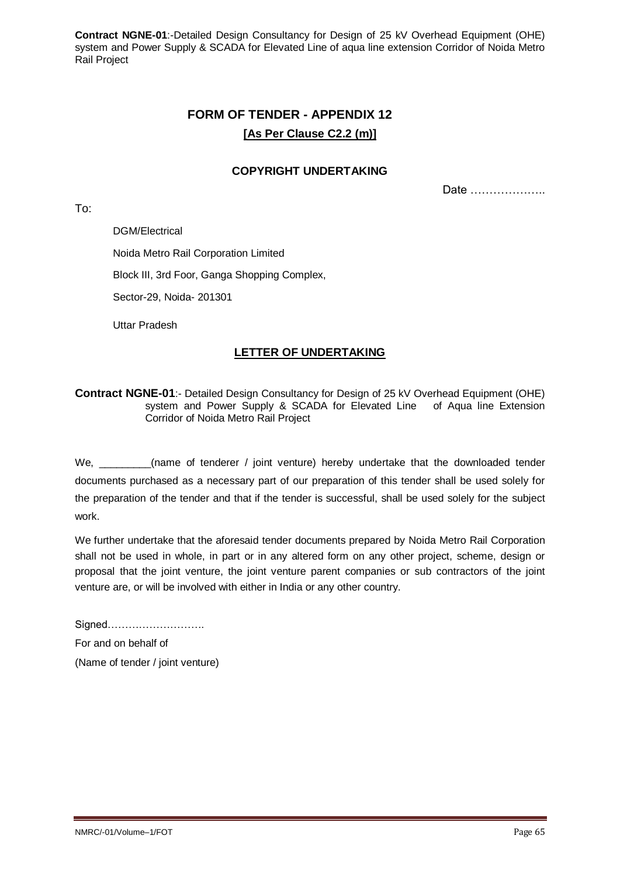# FORM OF TENDER - APPENDIX 12

**[As Per Clause C2.2 (m)]**

## COPYRIGHT UNDERTAKING

Date ………………..

To:

DGM/Electrical

Noida Metro Rail Corporation Limited

Block III, 3rd Foor, Ganga Shopping Complex,

Sector-29, Noida- 201301

Uttar Pradesh

## LETTER OF UNDERTAKING

**Contract NGNE-01**:- Detailed Design Consultancy for Design of 25 kV Overhead Equipment (OHE) system and Power Supply & SCADA for Elevated Line of Aqua line Extension Corridor of Noida Metro Rail Project

We, _________(name of tenderer / joint venture) hereby undertake that the downloaded tender documents purchased as a necessary part of our preparation of this tender shall be used solely for the preparation of the tender and that if the tender is successful, shall be used solely for the subject work.

We further undertake that the aforesaid tender documents prepared by Noida Metro Rail Corporation shall not be used in whole, in part or in any altered form on any other project, scheme, design or proposal that the joint venture, the joint venture parent companies or sub contractors of the joint venture are, or will be involved with either in India or any other country.

Signed……………………….

For and on behalf of

(Name of tender / joint venture)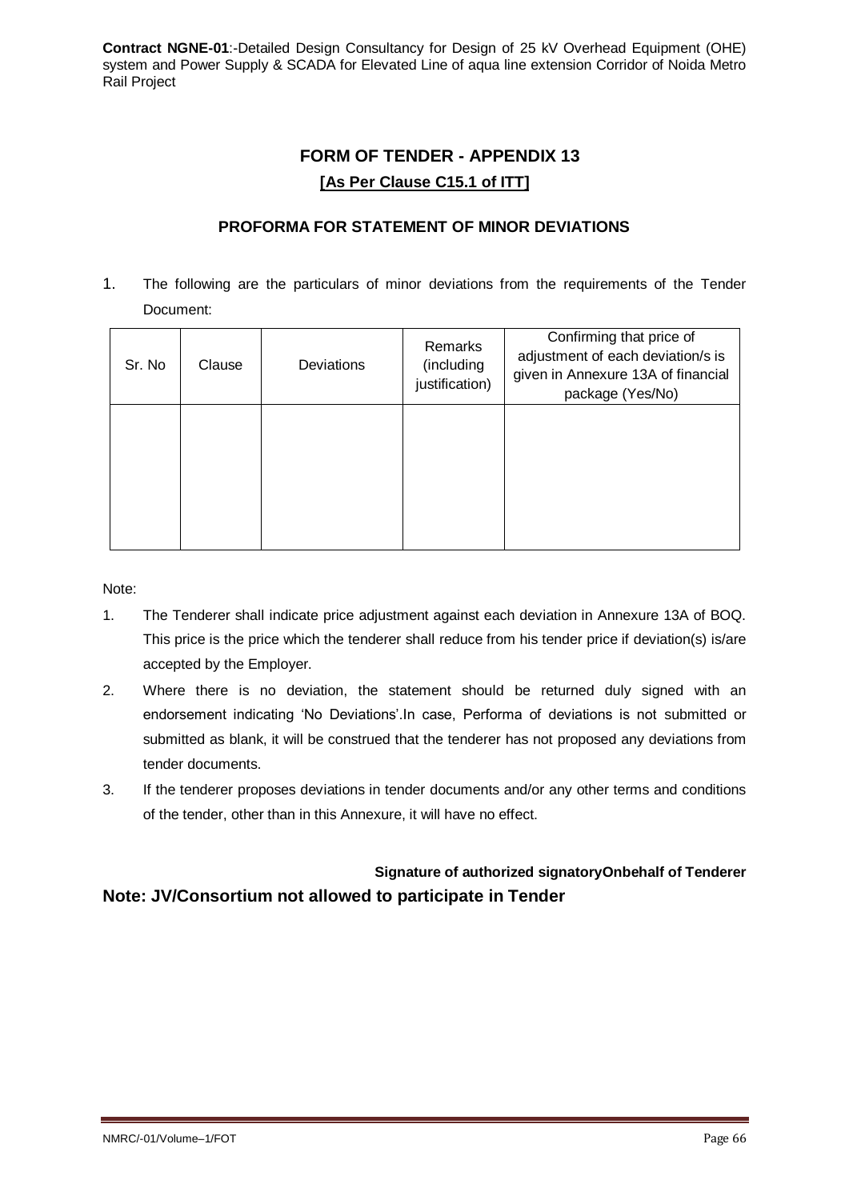**Contract NGNE-01**:-Detailed Design Consultancy for Design of 25 kV Overhead Equipment (OHE) system and Power Supply & SCADA for Elevated Line of aqua line extension Corridor of Noida Metro Rail Project

## FORM OF TENDER - APPENDIX 13

**[As Per Clause C15.1 of ITT]**

### PROFORMA FOR STATEMENT OF MINOR DEVIATIONS

1. The following are the particulars of minor deviations from the requirements of the Tender Document:

| Sr. No | Clause | Deviations | Remarks (including justification) | Confirming that price of adjustment of each deviation/s is given in Annexure 13A of financial package (Yes/No) |
|---|---|---|---|---|
| | | | | |

Note:

1. The Tenderer shall indicate price adjustment against each deviation in Annexure 13A of BOQ. This price is the price which the tenderer shall reduce from his tender price if deviation(s) is/are accepted by the Employer.
2. Where there is no deviation, the statement should be returned duly signed with an endorsement indicating 'No Deviations'.In case, Performa of deviations is not submitted or submitted as blank, it will be construed that the tenderer has not proposed any deviations from tender documents.
3. If the tenderer proposes deviations in tender documents and/or any other terms and conditions of the tender, other than in this Annexure, it will have no effect.

**Signature of authorized signatoryOnbehalf of Tenderer**

**Note: JV/Consortium not allowed to participate in Tender**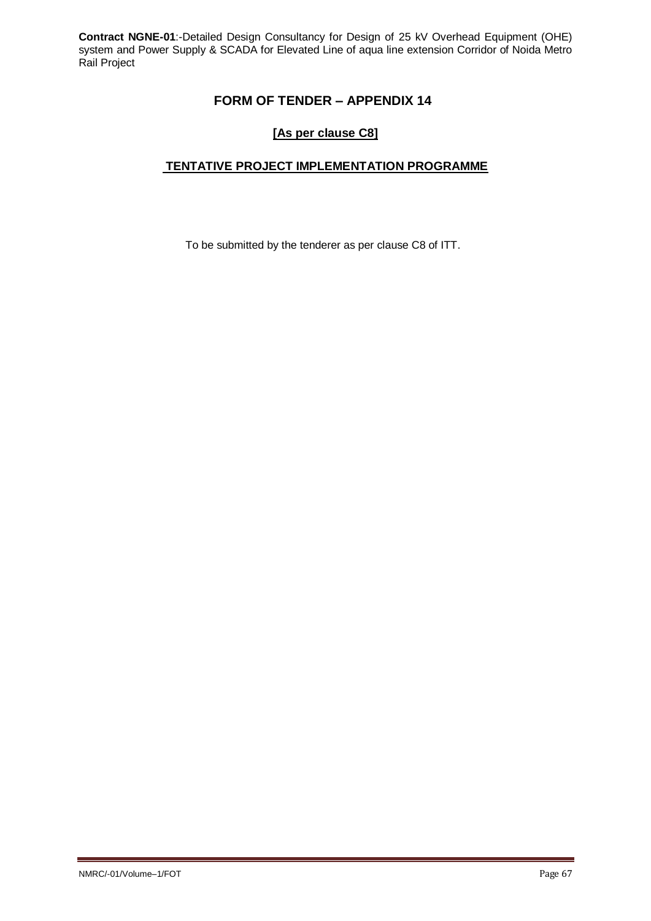# FORM OF TENDER – APPENDIX 14

## [As per clause C8]

## TENTATIVE PROJECT IMPLEMENTATION PROGRAMME

To be submitted by the tenderer as per clause C8 of ITT.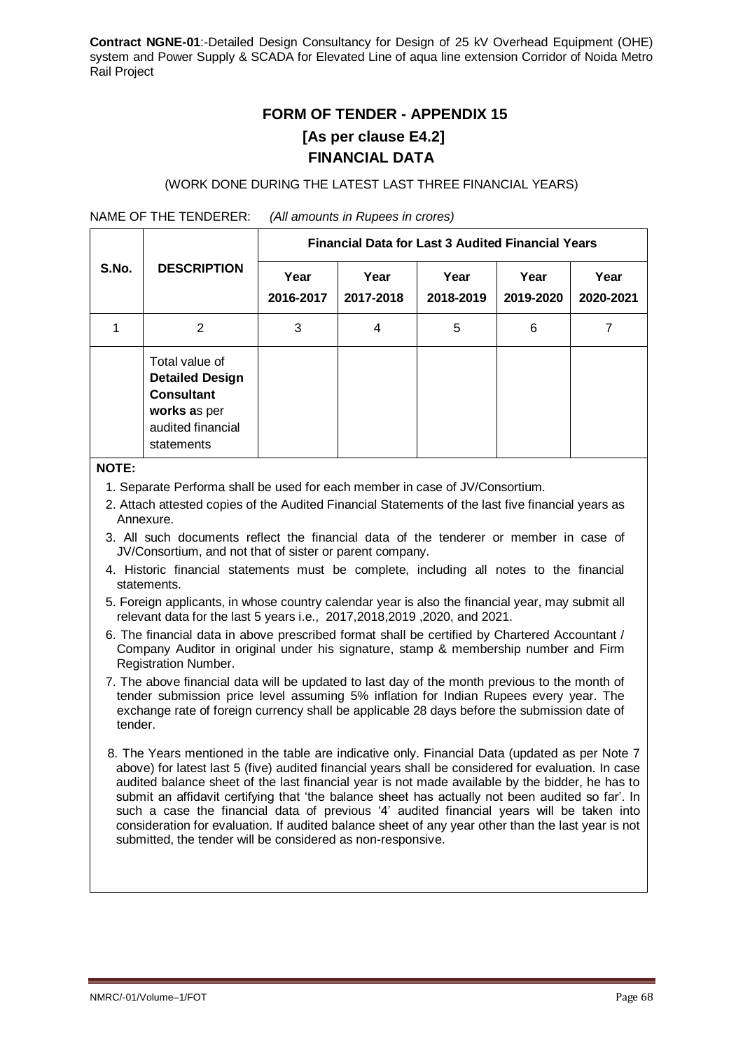**Contract NGNE-01**:-Detailed Design Consultancy for Design of 25 kV Overhead Equipment (OHE) system and Power Supply & SCADA for Elevated Line of aqua line extension Corridor of Noida Metro Rail Project

# FORM OF TENDER - APPENDIX 15

## [As per clause E4.2]

## FINANCIAL DATA

(WORK DONE DURING THE LATEST LAST THREE FINANCIAL YEARS)

NAME OF THE TENDERER: *(All amounts in Rupees in crores)*

| S.No. | DESCRIPTION | Financial Data for Last 3 Audited Financial Years | | | | |
|---|---|---|---|---|---|---|
| | | **Year 2016-2017** | **Year 2017-2018** | **Year 2018-2019** | **Year 2019-2020** | **Year 2020-2021** |
| 1 | 2 | 3 | 4 | 5 | 6 | 7 |
| | Total value of **Detailed Design Consultant works a**s per audited financial statements | | | | | |

**NOTE:**

1. Separate Performa shall be used for each member in case of JV/Consortium.
2. Attach attested copies of the Audited Financial Statements of the last five financial years as Annexure.
3. All such documents reflect the financial data of the tenderer or member in case of JV/Consortium, and not that of sister or parent company.
4. Historic financial statements must be complete, including all notes to the financial statements.
5. Foreign applicants, in whose country calendar year is also the financial year, may submit all relevant data for the last 5 years i.e., 2017,2018,2019 ,2020, and 2021.
6. The financial data in above prescribed format shall be certified by Chartered Accountant / Company Auditor in original under his signature, stamp & membership number and Firm Registration Number.
7. The above financial data will be updated to last day of the month previous to the month of tender submission price level assuming 5% inflation for Indian Rupees every year. The exchange rate of foreign currency shall be applicable 28 days before the submission date of tender.
8. The Years mentioned in the table are indicative only. Financial Data (updated as per Note 7 above) for latest last 5 (five) audited financial years shall be considered for evaluation. In case audited balance sheet of the last financial year is not made available by the bidder, he has to submit an affidavit certifying that 'the balance sheet has actually not been audited so far'. In such a case the financial data of previous '4' audited financial years will be taken into consideration for evaluation. If audited balance sheet of any year other than the last year is not submitted, the tender will be considered as non-responsive.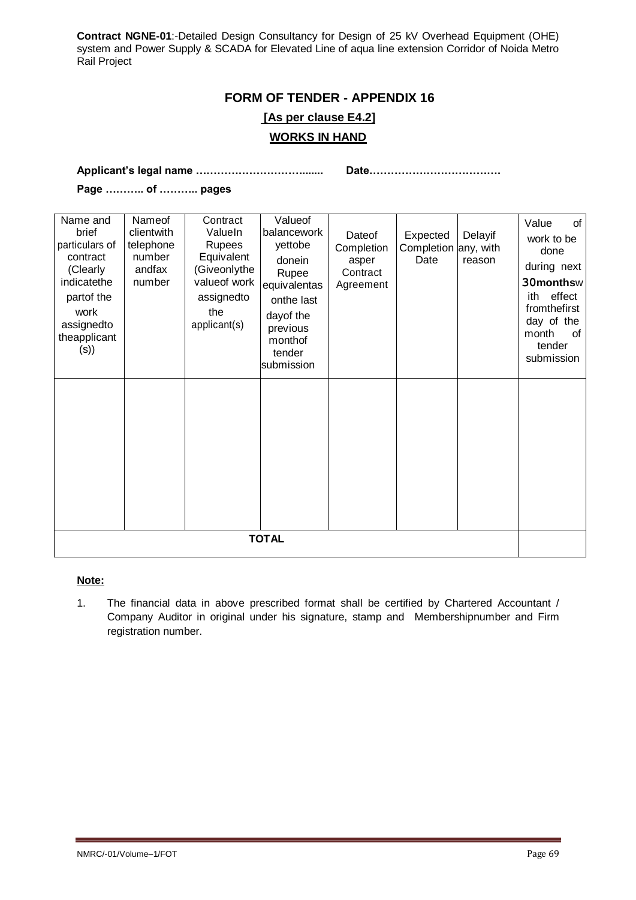**Contract NGNE-01**:-Detailed Design Consultancy for Design of 25 kV Overhead Equipment (OHE) system and Power Supply & SCADA for Elevated Line of aqua line extension Corridor of Noida Metro Rail Project

## FORM OF TENDER - APPENDIX 16

**[As per clause E4.2]**

**WORKS IN HAND**

**Applicant's legal name …………………………....... Date……………………………….**

**Page ……….. of ……….. pages**

| Name and brief particulars of contract (Clearly indicatethe partof the work assignedto theapplicant (s)) | Nameof clientwith telephone number andfax number | Contract ValueIn Rupees Equivalent (Giveonlythe valueof work assignedto the applicant(s) | Valueof balancework yettobe donein Rupee equivalentas onthe last dayof the previous monthof tender submission | Dateof Completion asper Contract Agreement | Expected Completion Date | Delayif any, with reason | Value of work to be done during next **30months**with effect fromthefirst day of the month of tender submission |
|---|---|---|---|---|---|---|---|
| | | | | | | | |
| **TOTAL** | | | | | | | |

**Note:**

1. The financial data in above prescribed format shall be certified by Chartered Accountant / Company Auditor in original under his signature, stamp and Membershipnumber and Firm registration number.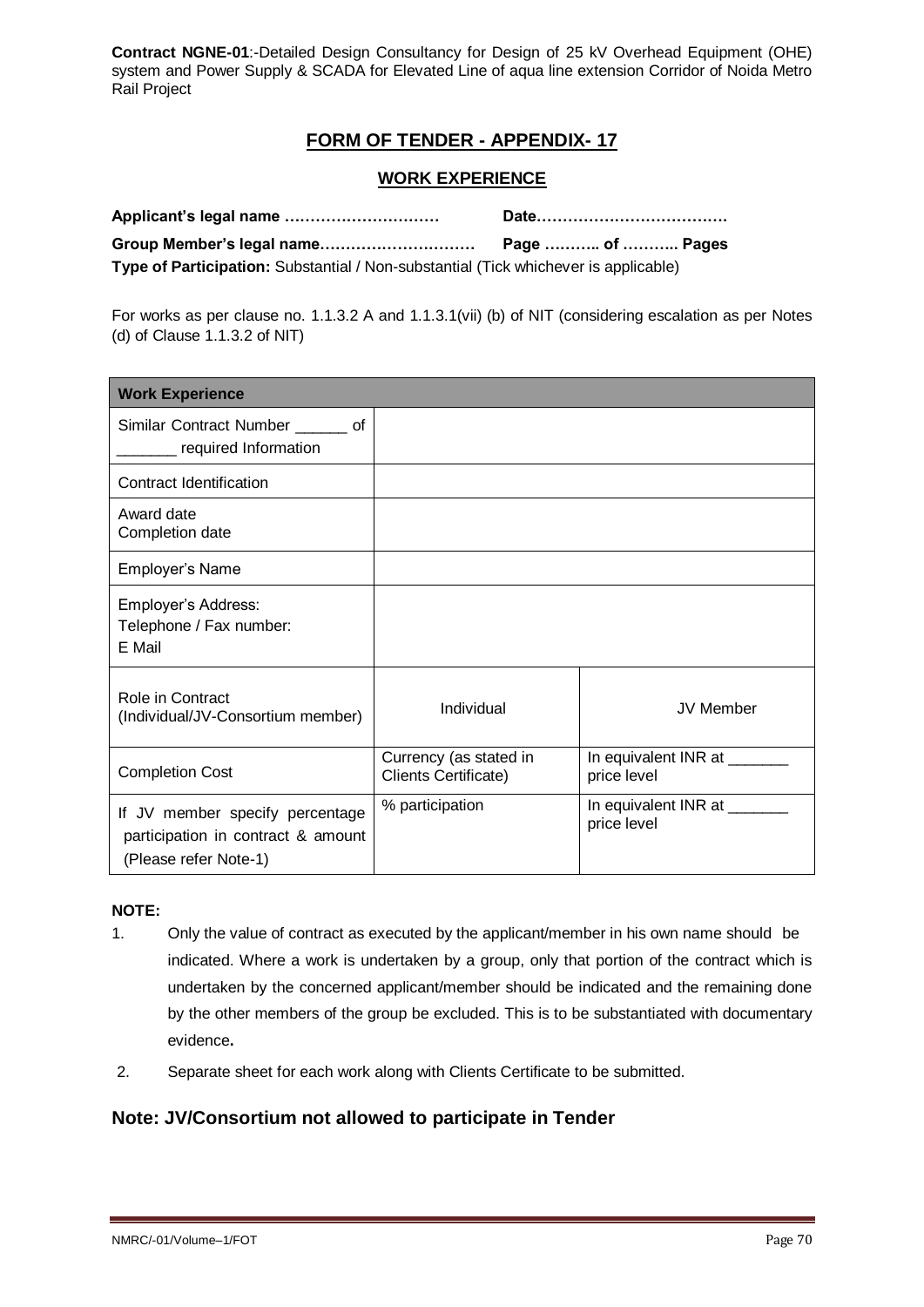**Contract NGNE-01**:-Detailed Design Consultancy for Design of 25 kV Overhead Equipment (OHE) system and Power Supply & SCADA for Elevated Line of aqua line extension Corridor of Noida Metro Rail Project

## FORM OF TENDER - APPENDIX- 17

### WORK EXPERIENCE

**Applicant's legal name …………………………** **Date………………………………**

**Group Member's legal name…………………………** **Page ……….. of ……….. Pages**

**Type of Participation:** Substantial / Non-substantial (Tick whichever is applicable)

For works as per clause no. 1.1.3.2 A and 1.1.3.1(vii) (b) of NIT (considering escalation as per Notes (d) of Clause 1.1.3.2 of NIT)

| **Work Experience** | | |
|---|---|---|
| Similar Contract Number ______ of _______ required Information | | |
| Contract Identification | | |
| Award date<br>Completion date | | |
| Employer's Name | | |
| Employer's Address:<br>Telephone / Fax number:<br>E Mail | | |
| Role in Contract (Individual/JV-Consortium member) | Individual | JV Member |
| Completion Cost | Currency (as stated in Clients Certificate) | In equivalent INR at _______ price level |
| If JV member specify percentage participation in contract & amount (Please refer Note-1) | % participation | In equivalent INR at _______ price level |

**NOTE:**

1. Only the value of contract as executed by the applicant/member in his own name should be indicated. Where a work is undertaken by a group, only that portion of the contract which is undertaken by the concerned applicant/member should be indicated and the remaining done by the other members of the group be excluded. This is to be substantiated with documentary evidence**.**
2. Separate sheet for each work along with Clients Certificate to be submitted.

### Note: JV/Consortium not allowed to participate in Tender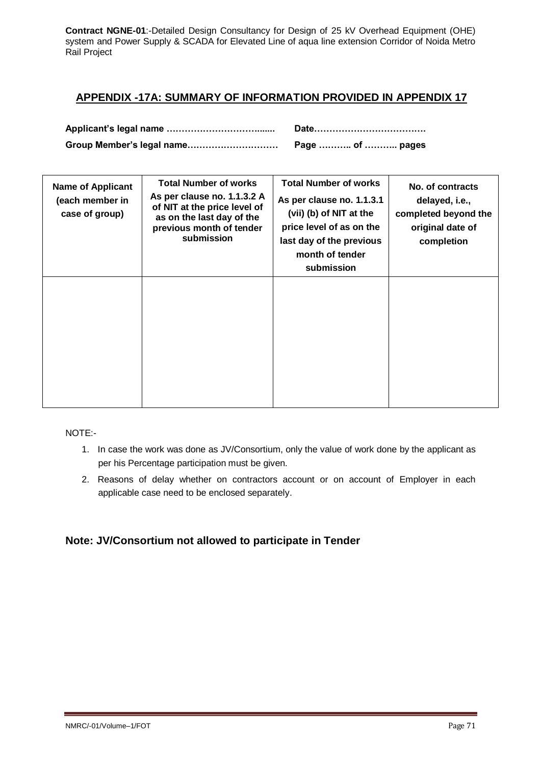## APPENDIX -17A: SUMMARY OF INFORMATION PROVIDED IN APPENDIX 17

**Applicant's legal name …………………………......** **Date………………………………**

**Group Member's legal name…………………………** **Page ……….. of ……….. pages**

| Name of Applicant (each member in case of group) | Total Number of works As per clause no. 1.1.3.2 A of NIT at the price level of as on the last day of the previous month of tender submission | Total Number of works As per clause no. 1.1.3.1 (vii) (b) of NIT at the price level of as on the last day of the previous month of tender submission | No. of contracts delayed, i.e., completed beyond the original date of completion |
|---|---|---|---|
| | | | |

NOTE:-

1. In case the work was done as JV/Consortium, only the value of work done by the applicant as per his Percentage participation must be given.
2. Reasons of delay whether on contractors account or on account of Employer in each applicable case need to be enclosed separately.

### Note: JV/Consortium not allowed to participate in Tender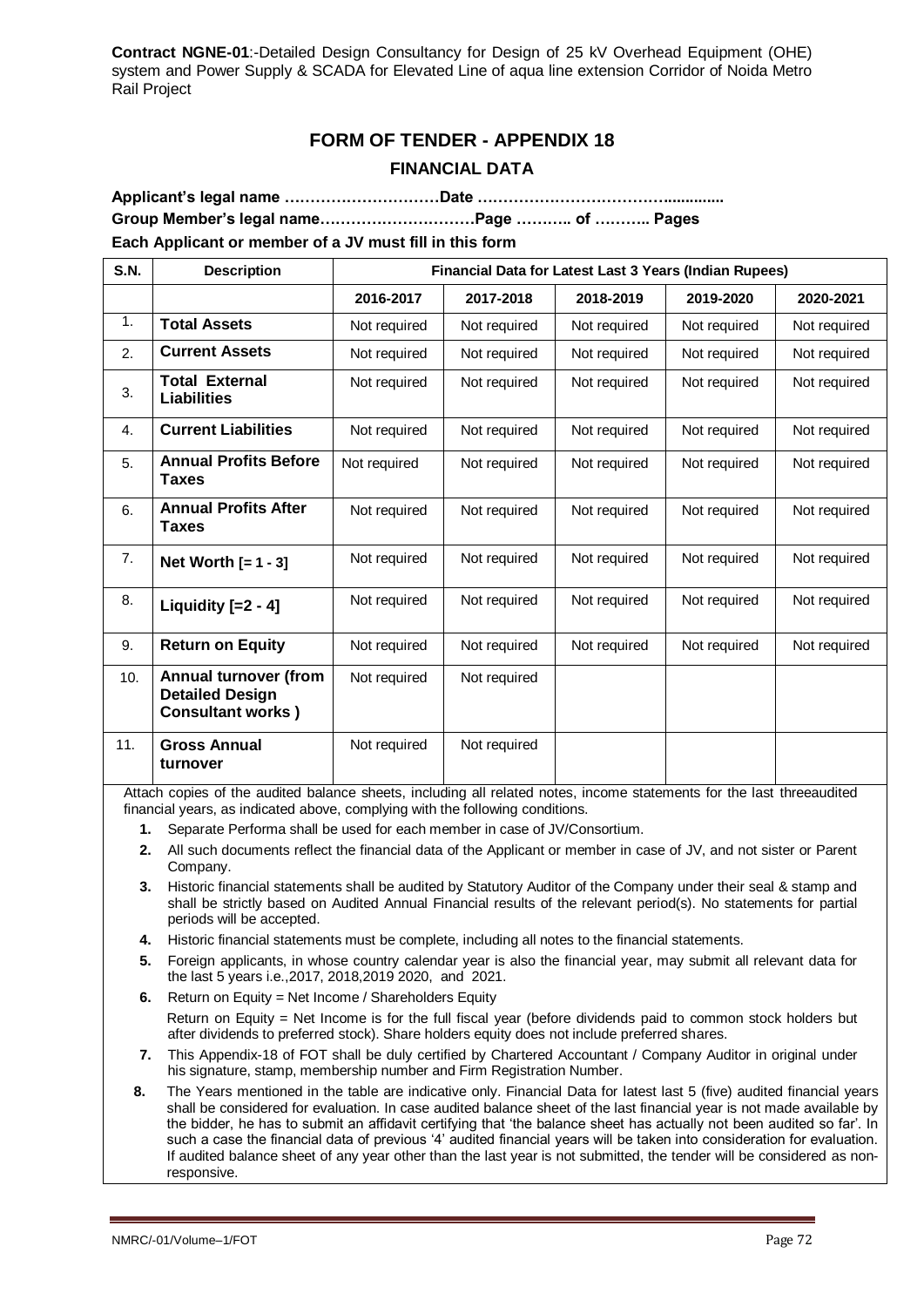**Contract NGNE-01**:-Detailed Design Consultancy for Design of 25 kV Overhead Equipment (OHE) system and Power Supply & SCADA for Elevated Line of aqua line extension Corridor of Noida Metro Rail Project

# FORM OF TENDER - APPENDIX 18

## FINANCIAL DATA

**Applicant's legal name …………………………Date ……………………………….............**

**Group Member's legal name…………………………Page ……….. of ……….. Pages**

**Each Applicant or member of a JV must fill in this form**

| S.N. | Description | Financial Data for Latest Last 3 Years (Indian Rupees) | | | | |
|---|---|---|---|---|---|---|
| | | 2016-2017 | 2017-2018 | 2018-2019 | 2019-2020 | 2020-2021 |
| 1. | **Total Assets** | Not required | Not required | Not required | Not required | Not required |
| 2. | **Current Assets** | Not required | Not required | Not required | Not required | Not required |
| 3. | **Total External Liabilities** | Not required | Not required | Not required | Not required | Not required |
| 4. | **Current Liabilities** | Not required | Not required | Not required | Not required | Not required |
| 5. | **Annual Profits Before Taxes** | Not required | Not required | Not required | Not required | Not required |
| 6. | **Annual Profits After Taxes** | Not required | Not required | Not required | Not required | Not required |
| 7. | **Net Worth [= 1 - 3]** | Not required | Not required | Not required | Not required | Not required |
| 8. | **Liquidity [=2 - 4]** | Not required | Not required | Not required | Not required | Not required |
| 9. | **Return on Equity** | Not required | Not required | Not required | Not required | Not required |
| 10. | **Annual turnover (from Detailed Design Consultant works )** | Not required | Not required | | | |
| 11. | **Gross Annual turnover** | Not required | Not required | | | |

Attach copies of the audited balance sheets, including all related notes, income statements for the last threeaudited financial years, as indicated above, complying with the following conditions.

1. Separate Performa shall be used for each member in case of JV/Consortium.
2. All such documents reflect the financial data of the Applicant or member in case of JV, and not sister or Parent Company.
3. Historic financial statements shall be audited by Statutory Auditor of the Company under their seal & stamp and shall be strictly based on Audited Annual Financial results of the relevant period(s). No statements for partial periods will be accepted.
4. Historic financial statements must be complete, including all notes to the financial statements.
5. Foreign applicants, in whose country calendar year is also the financial year, may submit all relevant data for the last 5 years i.e.,2017, 2018,2019 2020, and 2021.
6. Return on Equity = Net Income / Shareholders Equity

   Return on Equity = Net Income is for the full fiscal year (before dividends paid to common stock holders but after dividends to preferred stock). Share holders equity does not include preferred shares.
7. This Appendix-18 of FOT shall be duly certified by Chartered Accountant / Company Auditor in original under his signature, stamp, membership number and Firm Registration Number.
8. The Years mentioned in the table are indicative only. Financial Data for latest last 5 (five) audited financial years shall be considered for evaluation. In case audited balance sheet of the last financial year is not made available by the bidder, he has to submit an affidavit certifying that 'the balance sheet has actually not been audited so far'. In such a case the financial data of previous '4' audited financial years will be taken into consideration for evaluation. If audited balance sheet of any year other than the last year is not submitted, the tender will be considered as non-responsive.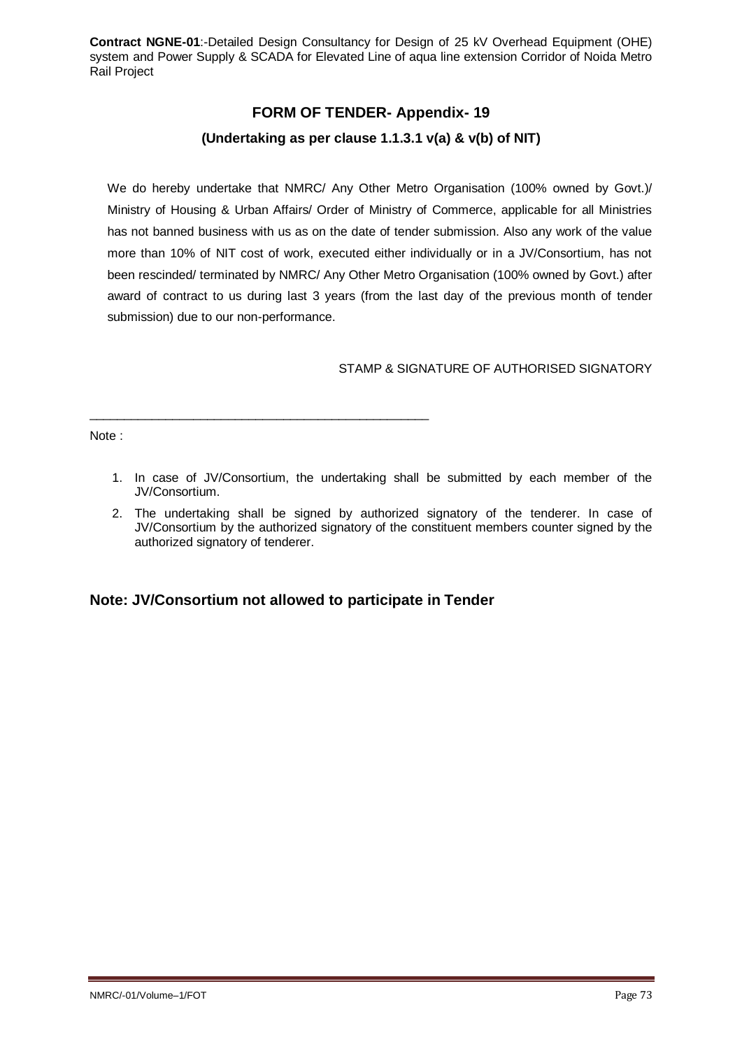## FORM OF TENDER- Appendix- 19

### (Undertaking as per clause 1.1.3.1 v(a) & v(b) of NIT)

We do hereby undertake that NMRC/ Any Other Metro Organisation (100% owned by Govt.)/ Ministry of Housing & Urban Affairs/ Order of Ministry of Commerce, applicable for all Ministries has not banned business with us as on the date of tender submission. Also any work of the value more than 10% of NIT cost of work, executed either individually or in a JV/Consortium, has not been rescinded/ terminated by NMRC/ Any Other Metro Organisation (100% owned by Govt.) after award of contract to us during last 3 years (from the last day of the previous month of tender submission) due to our non-performance.

STAMP & SIGNATURE OF AUTHORISED SIGNATORY

---

Note :

1. In case of JV/Consortium, the undertaking shall be submitted by each member of the JV/Consortium.
2. The undertaking shall be signed by authorized signatory of the tenderer. In case of JV/Consortium by the authorized signatory of the constituent members counter signed by the authorized signatory of tenderer.

**Note: JV/Consortium not allowed to participate in Tender**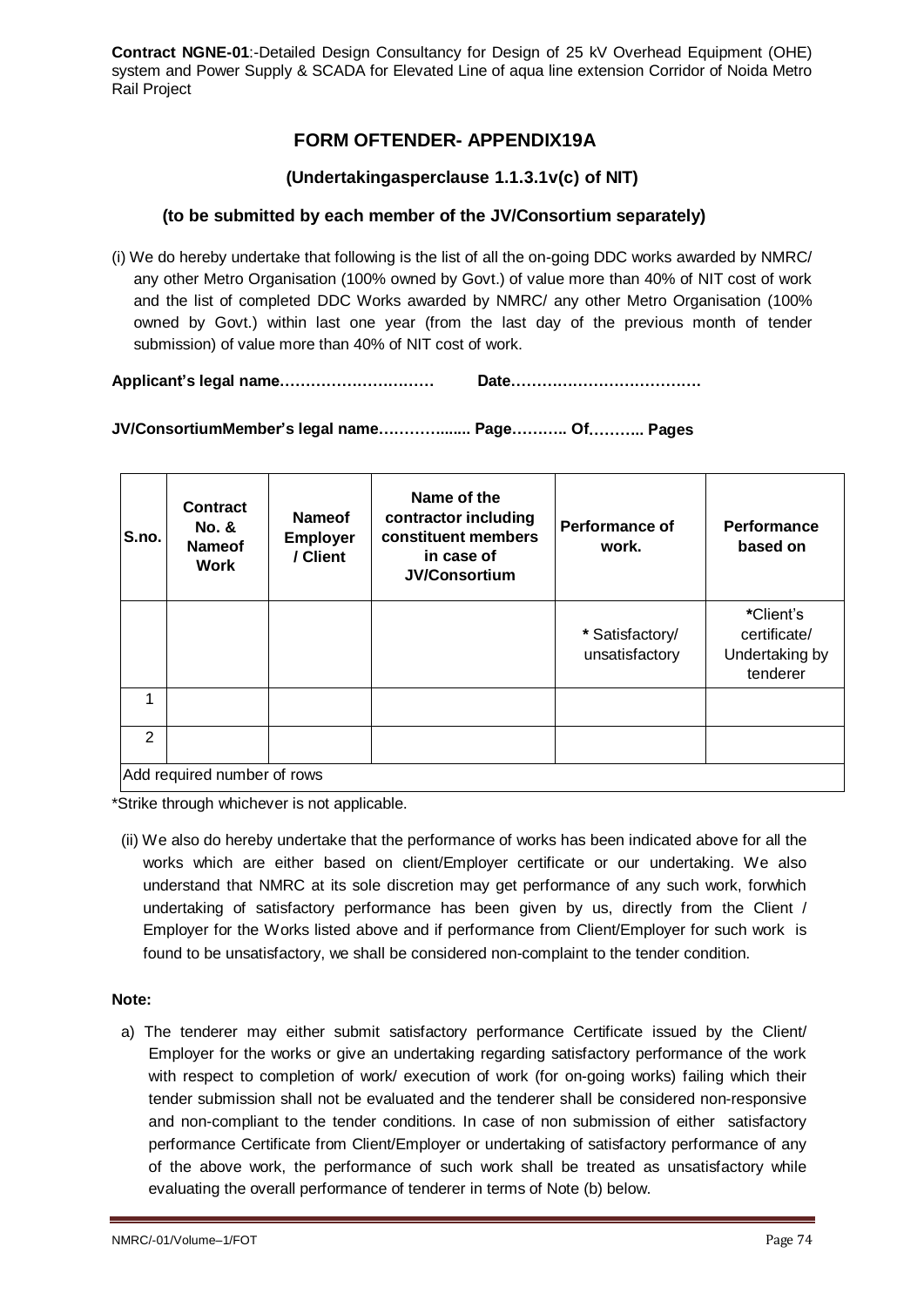## FORM OFTENDER- APPENDIX19A

### (Undertakingasperclause 1.1.3.1v(c) of NIT)

### (to be submitted by each member of the JV/Consortium separately)

(i) We do hereby undertake that following is the list of all the on-going DDC works awarded by NMRC/ any other Metro Organisation (100% owned by Govt.) of value more than 40% of NIT cost of work and the list of completed DDC Works awarded by NMRC/ any other Metro Organisation (100% owned by Govt.) within last one year (from the last day of the previous month of tender submission) of value more than 40% of NIT cost of work.

**Applicant's legal name…………………………  Date………………………………**

**JV/ConsortiumMember's legal name…………....... Page……….. Of……….. Pages**

| S.no. | Contract No. & Nameof Work | Nameof Employer / Client | Name of the contractor including constituent members in case of JV/Consortium | Performance of work. | Performance based on |
|---|---|---|---|---|---|
| | | | | * Satisfactory/ unsatisfactory | *Client's certificate/ Undertaking by tenderer |
| 1 | | | | | |
| 2 | | | | | |
| Add required number of rows | | | | | |

*Strike through whichever is not applicable.

(ii) We also do hereby undertake that the performance of works has been indicated above for all the works which are either based on client/Employer certificate or our undertaking. We also understand that NMRC at its sole discretion may get performance of any such work, forwhich undertaking of satisfactory performance has been given by us, directly from the Client / Employer for the Works listed above and if performance from Client/Employer for such work is found to be unsatisfactory, we shall be considered non-complaint to the tender condition.

**Note:**

a) The tenderer may either submit satisfactory performance Certificate issued by the Client/ Employer for the works or give an undertaking regarding satisfactory performance of the work with respect to completion of work/ execution of work (for on-going works) failing which their tender submission shall not be evaluated and the tenderer shall be considered non-responsive and non-compliant to the tender conditions. In case of non submission of either satisfactory performance Certificate from Client/Employer or undertaking of satisfactory performance of any of the above work, the performance of such work shall be treated as unsatisfactory while evaluating the overall performance of tenderer in terms of Note (b) below.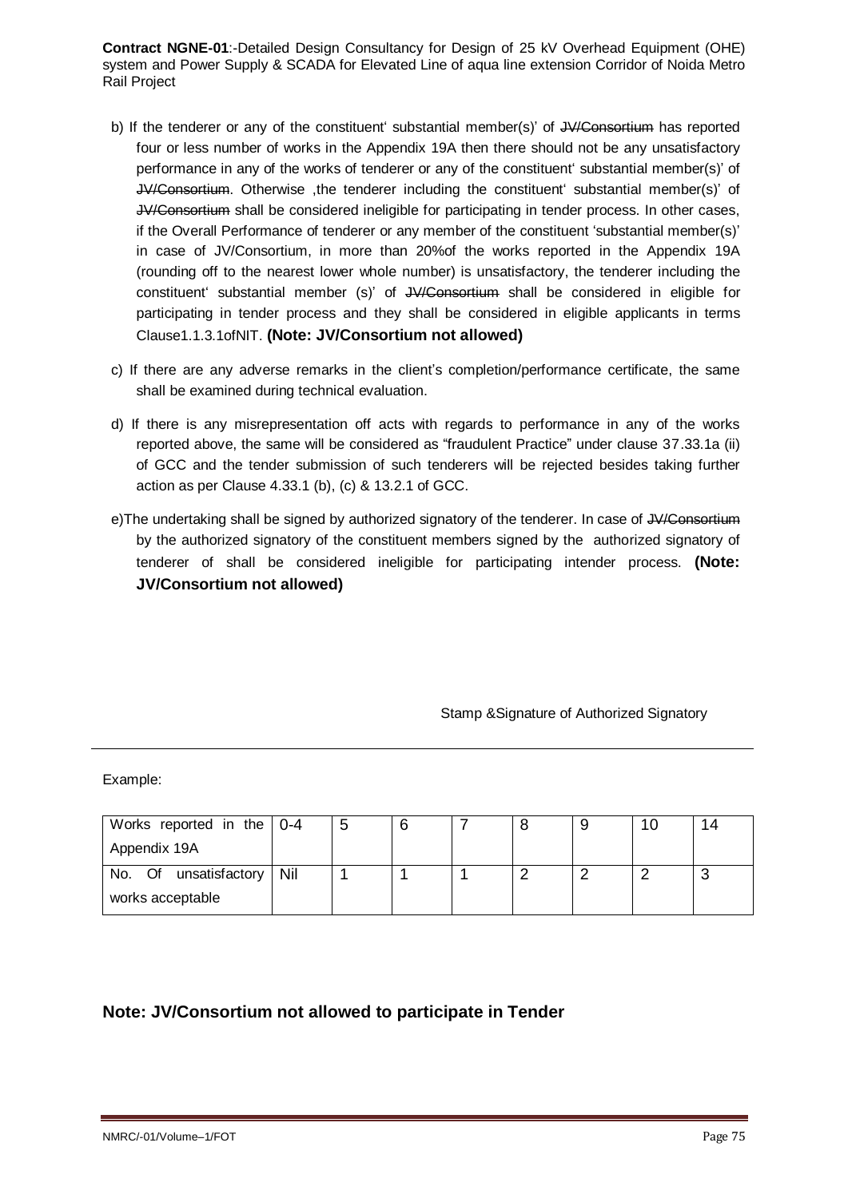b) If the tenderer or any of the constituent' substantial member(s)' of ~~JV/Consortium~~ has reported four or less number of works in the Appendix 19A then there should not be any unsatisfactory performance in any of the works of tenderer or any of the constituent' substantial member(s)' of ~~JV/Consortium~~. Otherwise ,the tenderer including the constituent' substantial member(s)' of ~~JV/Consortium~~ shall be considered ineligible for participating in tender process. In other cases, if the Overall Performance of tenderer or any member of the constituent 'substantial member(s)' in case of JV/Consortium, in more than 20%of the works reported in the Appendix 19A (rounding off to the nearest lower whole number) is unsatisfactory, the tenderer including the constituent' substantial member (s)' of ~~JV/Consortium~~ shall be considered in eligible for participating in tender process and they shall be considered in eligible applicants in terms Clause1.1.3.1ofNIT. **(Note: JV/Consortium not allowed)**

c) If there are any adverse remarks in the client's completion/performance certificate, the same shall be examined during technical evaluation.

d) If there is any misrepresentation off acts with regards to performance in any of the works reported above, the same will be considered as "fraudulent Practice" under clause 37.33.1a (ii) of GCC and the tender submission of such tenderers will be rejected besides taking further action as per Clause 4.33.1 (b), (c) & 13.2.1 of GCC.

e)The undertaking shall be signed by authorized signatory of the tenderer. In case of ~~JV/Consortium~~ by the authorized signatory of the constituent members signed by the authorized signatory of tenderer of shall be considered ineligible for participating intender process. **(Note: JV/Consortium not allowed)**

Stamp &Signature of Authorized Signatory

---

Example:

| Works reported in the Appendix 19A | 0-4 | 5 | 6 | 7 | 8 | 9 | 10 | 14 |
|---|---|---|---|---|---|---|---|---|
| No. Of unsatisfactory works acceptable | Nil | 1 | 1 | 1 | 2 | 2 | 2 | 3 |

## Note: JV/Consortium not allowed to participate in Tender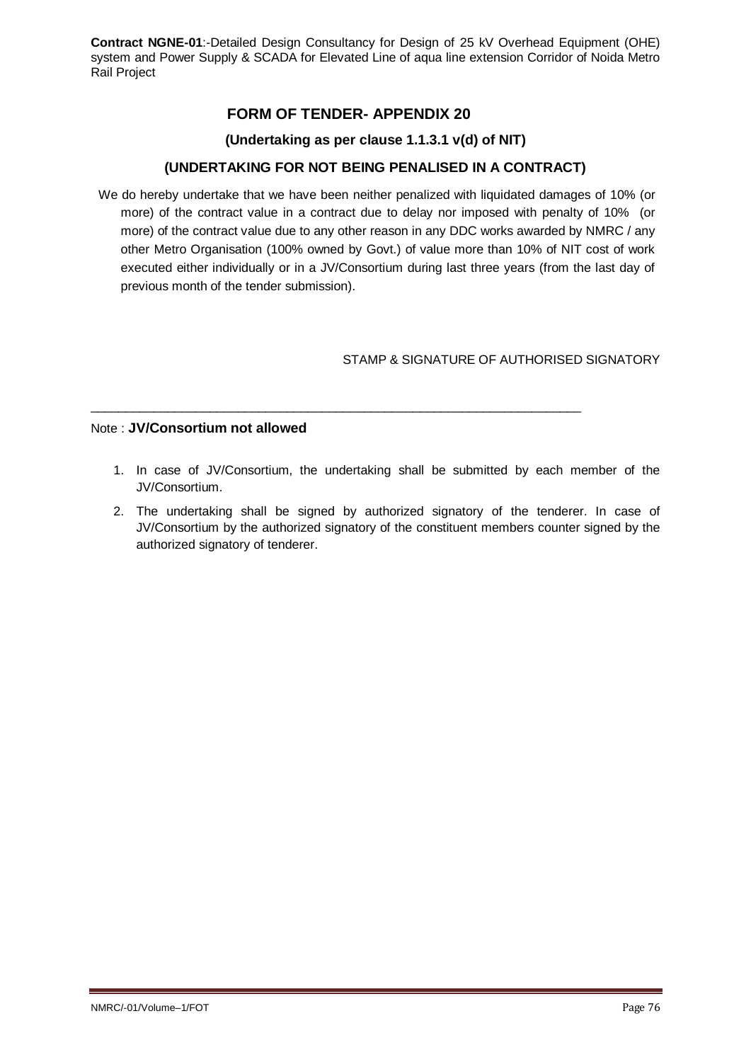## FORM OF TENDER- APPENDIX 20

### (Undertaking as per clause 1.1.3.1 v(d) of NIT)

### (UNDERTAKING FOR NOT BEING PENALISED IN A CONTRACT)

We do hereby undertake that we have been neither penalized with liquidated damages of 10% (or more) of the contract value in a contract due to delay nor imposed with penalty of 10% (or more) of the contract value due to any other reason in any DDC works awarded by NMRC / any other Metro Organisation (100% owned by Govt.) of value more than 10% of NIT cost of work executed either individually or in a JV/Consortium during last three years (from the last day of previous month of the tender submission).

STAMP & SIGNATURE OF AUTHORISED SIGNATORY

---

Note : **JV/Consortium not allowed**

1. In case of JV/Consortium, the undertaking shall be submitted by each member of the JV/Consortium.
2. The undertaking shall be signed by authorized signatory of the tenderer. In case of JV/Consortium by the authorized signatory of the constituent members counter signed by the authorized signatory of tenderer.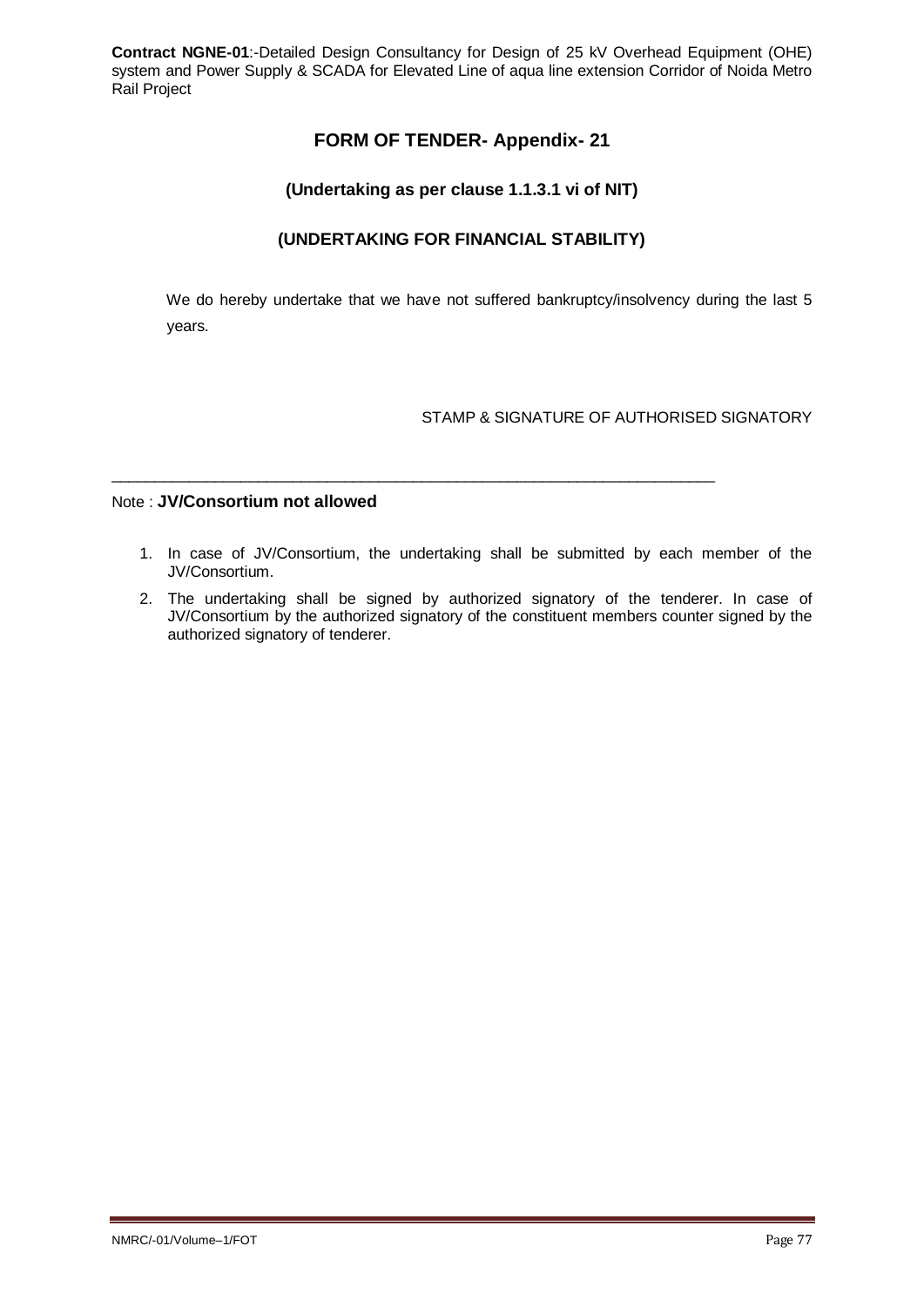# FORM OF TENDER- Appendix- 21

## (Undertaking as per clause 1.1.3.1 vi of NIT)

## (UNDERTAKING FOR FINANCIAL STABILITY)

We do hereby undertake that we have not suffered bankruptcy/insolvency during the last 5 years.

STAMP & SIGNATURE OF AUTHORISED SIGNATORY

---

Note : **JV/Consortium not allowed**

1. In case of JV/Consortium, the undertaking shall be submitted by each member of the JV/Consortium.
2. The undertaking shall be signed by authorized signatory of the tenderer. In case of JV/Consortium by the authorized signatory of the constituent members counter signed by the authorized signatory of tenderer.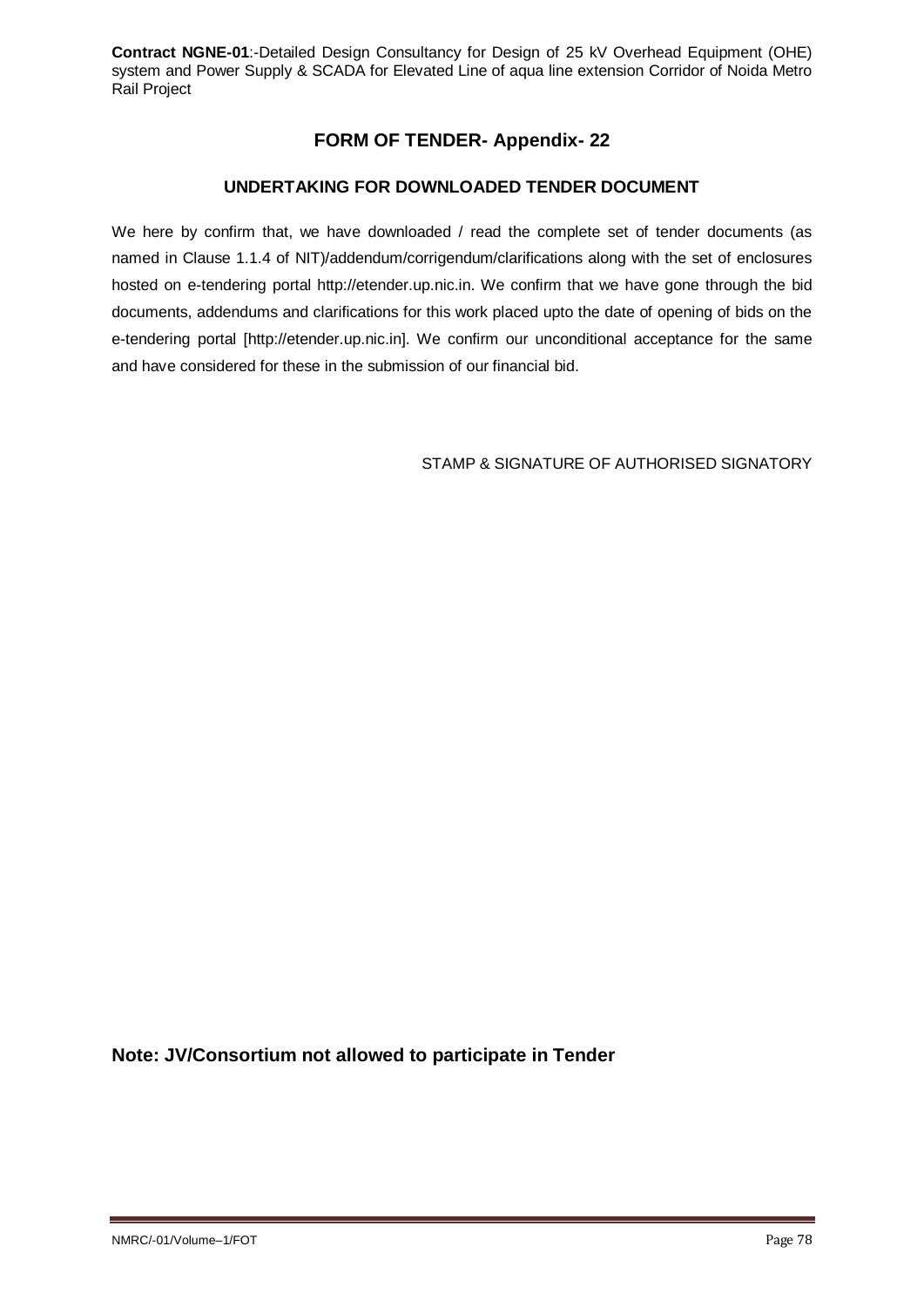# FORM OF TENDER- Appendix- 22

## UNDERTAKING FOR DOWNLOADED TENDER DOCUMENT

We here by confirm that, we have downloaded / read the complete set of tender documents (as named in Clause 1.1.4 of NIT)/addendum/corrigendum/clarifications along with the set of enclosures hosted on e-tendering portal http://etender.up.nic.in. We confirm that we have gone through the bid documents, addendums and clarifications for this work placed upto the date of opening of bids on the e-tendering portal [http://etender.up.nic.in]. We confirm our unconditional acceptance for the same and have considered for these in the submission of our financial bid.

STAMP & SIGNATURE OF AUTHORISED SIGNATORY

**Note: JV/Consortium not allowed to participate in Tender**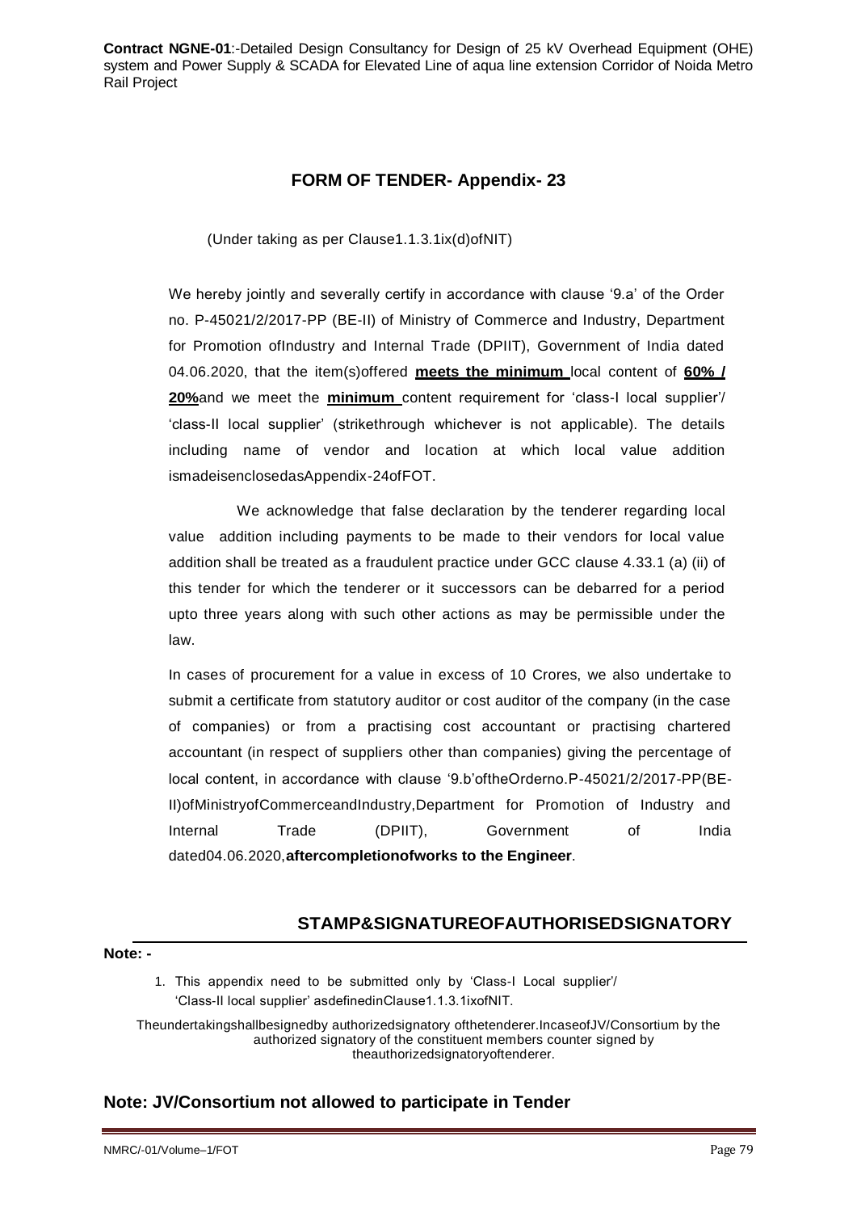## FORM OF TENDER- Appendix- 23

(Under taking as per Clause1.1.3.1ix(d)ofNIT)

We hereby jointly and severally certify in accordance with clause '9.a' of the Order no. P-45021/2/2017-PP (BE-II) of Ministry of Commerce and Industry, Department for Promotion ofIndustry and Internal Trade (DPIIT), Government of India dated 04.06.2020, that the item(s)offered **meets the minimum** local content of **60% / 20%**and we meet the **minimum** content requirement for 'class-I local supplier'/ 'class-II local supplier' (strikethrough whichever is not applicable). The details including name of vendor and location at which local value addition ismadeisenclosedasAppendix-24ofFOT.

We acknowledge that false declaration by the tenderer regarding local value addition including payments to be made to their vendors for local value addition shall be treated as a fraudulent practice under GCC clause 4.33.1 (a) (ii) of this tender for which the tenderer or it successors can be debarred for a period upto three years along with such other actions as may be permissible under the law.

In cases of procurement for a value in excess of 10 Crores, we also undertake to submit a certificate from statutory auditor or cost auditor of the company (in the case of companies) or from a practising cost accountant or practising chartered accountant (in respect of suppliers other than companies) giving the percentage of local content, in accordance with clause '9.b'oftheOrderno.P-45021/2/2017-PP(BE-II)ofMinistryofCommerceandIndustry,Department for Promotion of Industry and Internal Trade (DPIIT), Government of India dated04.06.2020,**aftercompletionofworks to the Engineer**.

**STAMP&SIGNATUREOFAUTHORISEDSIGNATORY**

**Note: -**

1. This appendix need to be submitted only by 'Class-I Local supplier'/ 'Class-II local supplier' asdefinedinClause1.1.3.1ixofNIT.

Theundertakingshallbesignedby authorizedsignatory ofthetenderer.IncaseofJV/Consortium by the authorized signatory of the constituent members counter signed by theauthorizedsignatoryoftenderer.

**Note: JV/Consortium not allowed to participate in Tender**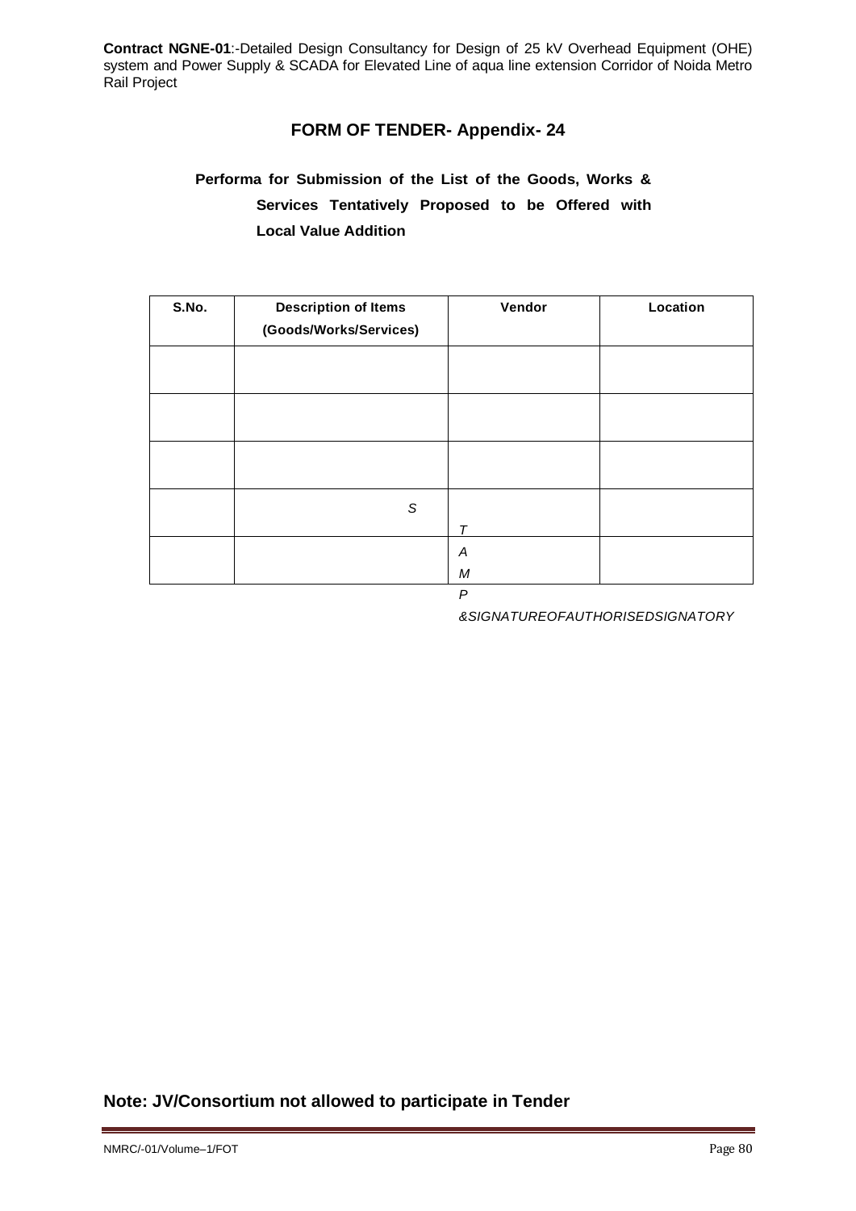## FORM OF TENDER- Appendix- 24

**Performa for Submission of the List of the Goods, Works & Services Tentatively Proposed to be Offered with Local Value Addition**

| S.No. | Description of Items (Goods/Works/Services) | Vendor | Location |
|---|---|---|---|
| | | | |
| | | | |
| | | | |
| | | | |
| | | | |

*STAMP & SIGNATURE OF AUTHORISED SIGNATORY*

**Note: JV/Consortium not allowed to participate in Tender**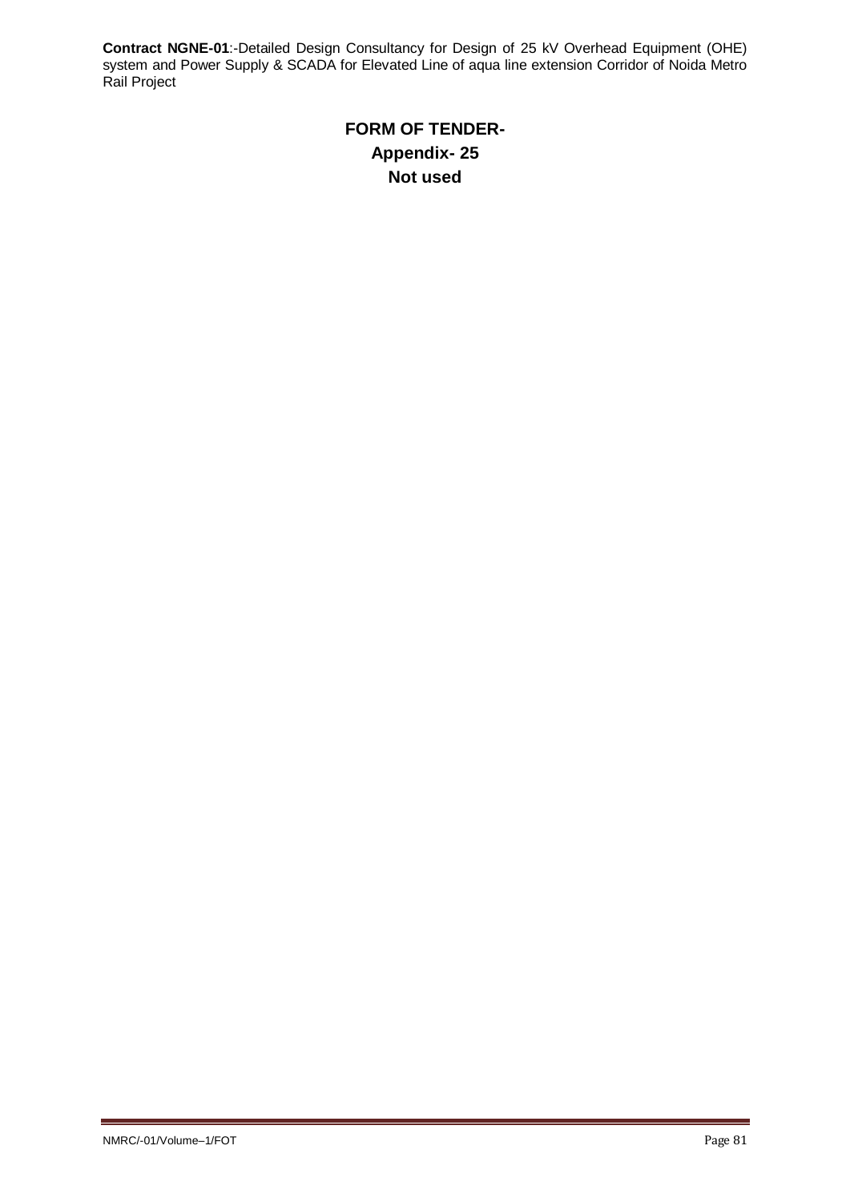# FORM OF TENDER-

## Appendix- 25

## Not used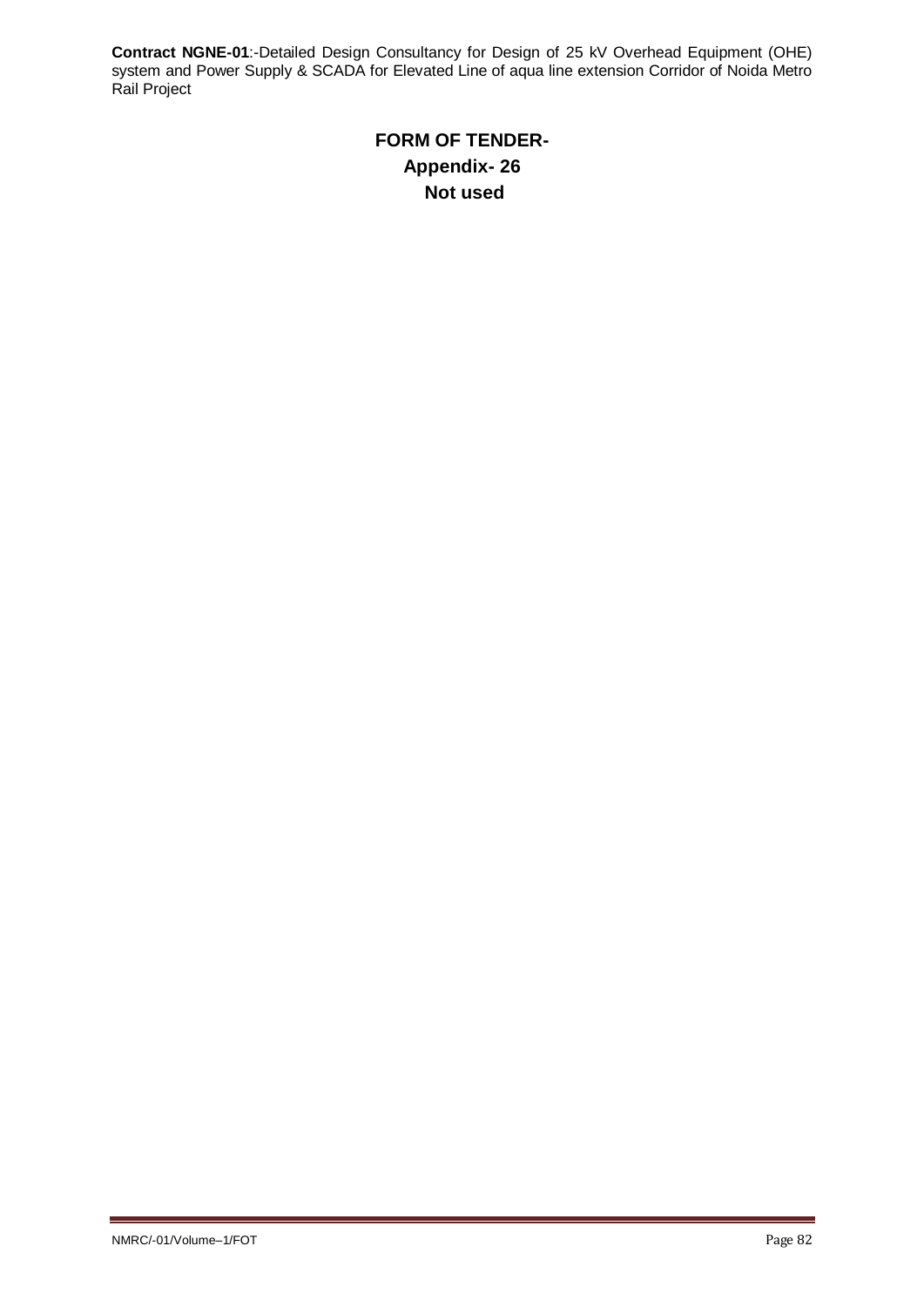# FORM OF TENDER-

## Appendix- 26

## Not used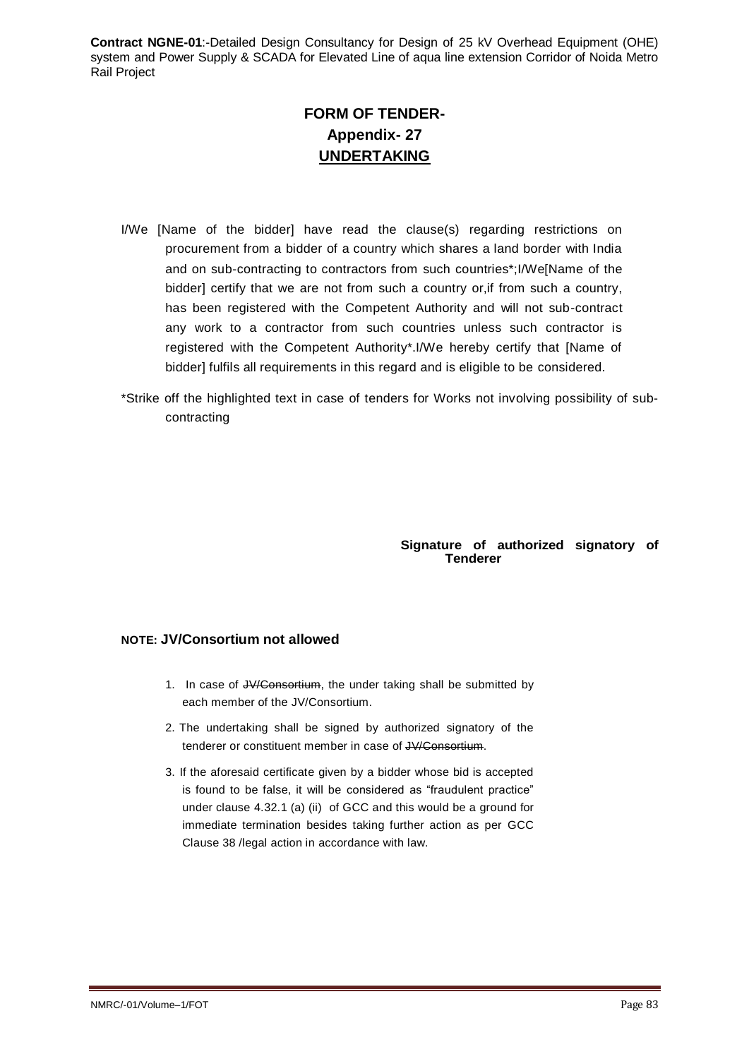# FORM OF TENDER-
## Appendix- 27
## UNDERTAKING

I/We [Name of the bidder] have read the clause(s) regarding restrictions on procurement from a bidder of a country which shares a land border with India and on sub-contracting to contractors from such countries*;I/We[Name of the bidder] certify that we are not from such a country or,if from such a country, has been registered with the Competent Authority and will not sub-contract any work to a contractor from such countries unless such contractor is registered with the Competent Authority*.I/We hereby certify that [Name of bidder] fulfils all requirements in this regard and is eligible to be considered.

*Strike off the highlighted text in case of tenders for Works not involving possibility of sub-contracting

**Signature of authorized signatory of Tenderer**

**NOTE: JV/Consortium not allowed**

1. In case of ~~JV/Consortium~~, the under taking shall be submitted by each member of the JV/Consortium.
2. The undertaking shall be signed by authorized signatory of the tenderer or constituent member in case of ~~JV/Consortium~~.
3. If the aforesaid certificate given by a bidder whose bid is accepted is found to be false, it will be considered as "fraudulent practice" under clause 4.32.1 (a) (ii) of GCC and this would be a ground for immediate termination besides taking further action as per GCC Clause 38 /legal action in accordance with law.